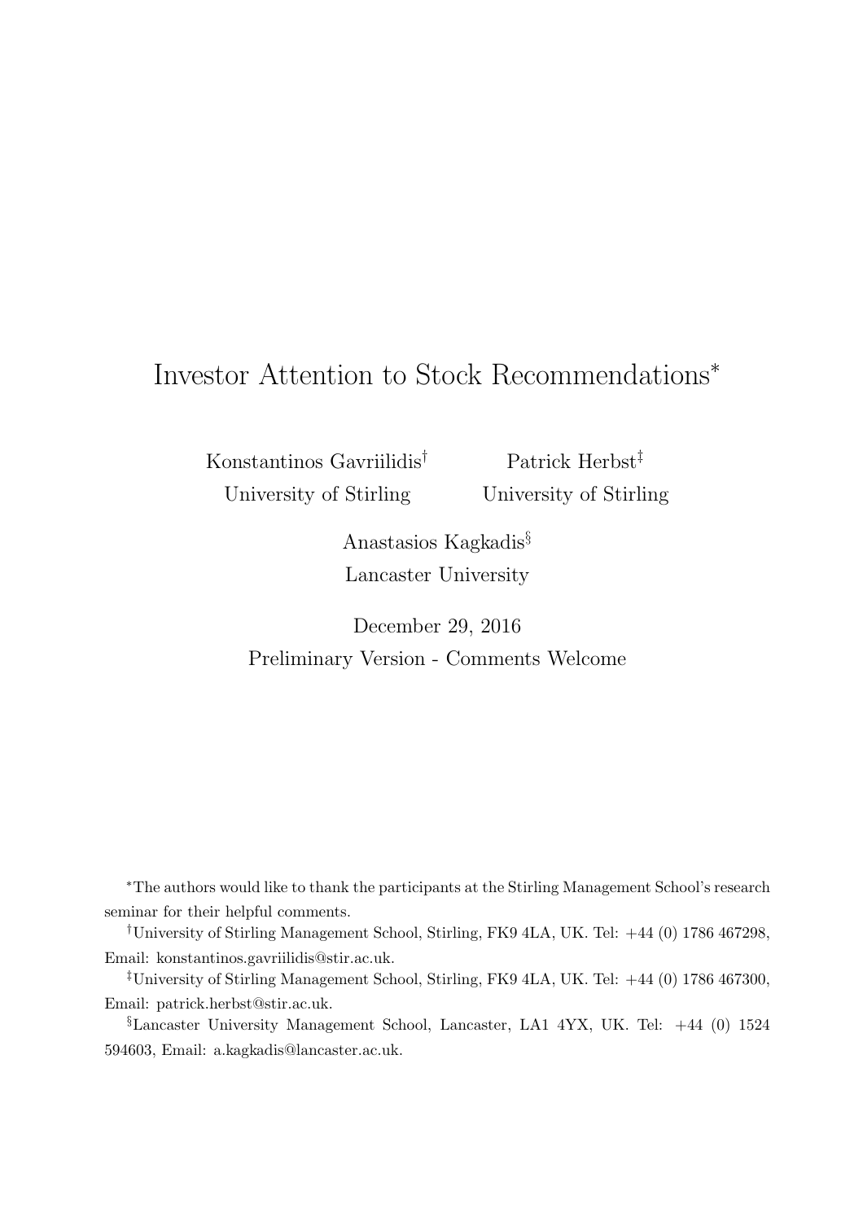# Investor Attention to Stock Recommendations[*]

Konstantinos Gavriilidis[†]
University of Stirling

Patrick Herbst[‡]
University of Stirling

Anastasios Kagkadis[§]
Lancaster University

December 29, 2016

Preliminary Version - Comments Welcome

[*]The authors would like to thank the participants at the Stirling Management School's research seminar for their helpful comments.

[†]University of Stirling Management School, Stirling, FK9 4LA, UK. Tel: +44 (0) 1786 467298, Email: konstantinos.gavriilidis@stir.ac.uk.

[‡]University of Stirling Management School, Stirling, FK9 4LA, UK. Tel: +44 (0) 1786 467300, Email: patrick.herbst@stir.ac.uk.

[§]Lancaster University Management School, Lancaster, LA1 4YX, UK. Tel: +44 (0) 1524 594603, Email: a.kagkadis@lancaster.ac.uk.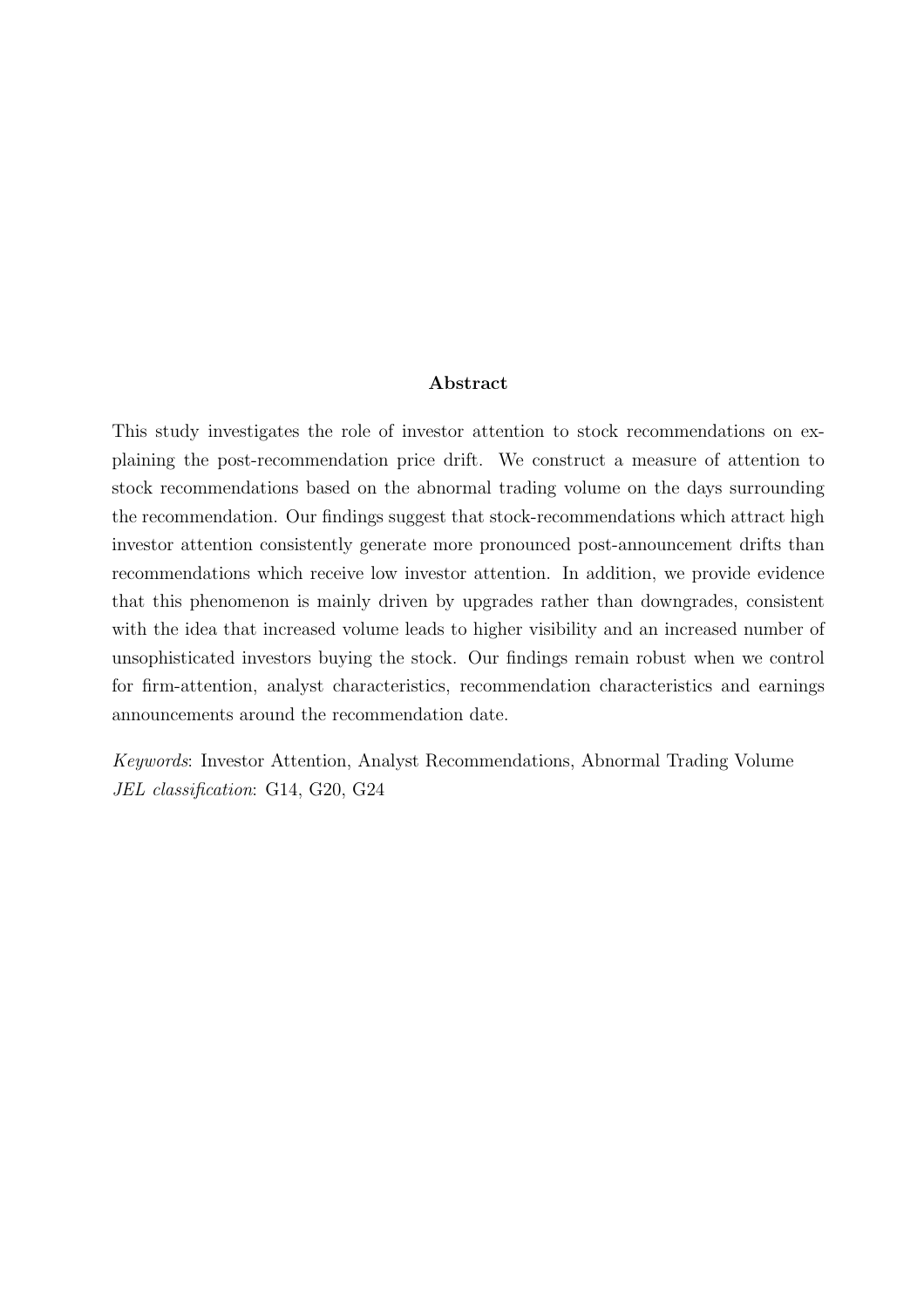## Abstract

This study investigates the role of investor attention to stock recommendations on explaining the post-recommendation price drift. We construct a measure of attention to stock recommendations based on the abnormal trading volume on the days surrounding the recommendation. Our findings suggest that stock-recommendations which attract high investor attention consistently generate more pronounced post-announcement drifts than recommendations which receive low investor attention. In addition, we provide evidence that this phenomenon is mainly driven by upgrades rather than downgrades, consistent with the idea that increased volume leads to higher visibility and an increased number of unsophisticated investors buying the stock. Our findings remain robust when we control for firm-attention, analyst characteristics, recommendation characteristics and earnings announcements around the recommendation date.

*Keywords*: Investor Attention, Analyst Recommendations, Abnormal Trading Volume
*JEL classification*: G14, G20, G24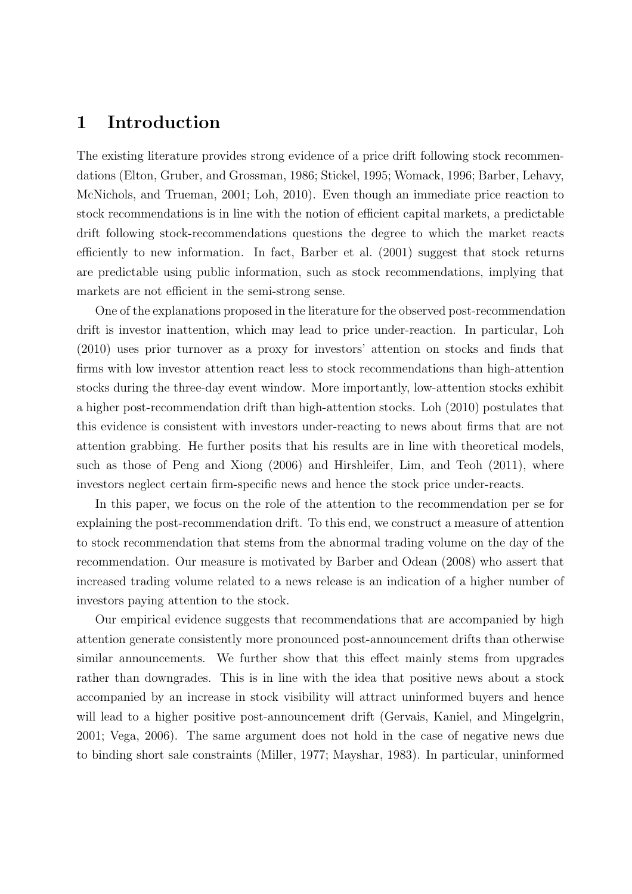# 1 Introduction

The existing literature provides strong evidence of a price drift following stock recommendations (Elton, Gruber, and Grossman, 1986; Stickel, 1995; Womack, 1996; Barber, Lehavy, McNichols, and Trueman, 2001; Loh, 2010). Even though an immediate price reaction to stock recommendations is in line with the notion of efficient capital markets, a predictable drift following stock-recommendations questions the degree to which the market reacts efficiently to new information. In fact, Barber et al. (2001) suggest that stock returns are predictable using public information, such as stock recommendations, implying that markets are not efficient in the semi-strong sense.

One of the explanations proposed in the literature for the observed post-recommendation drift is investor inattention, which may lead to price under-reaction. In particular, Loh (2010) uses prior turnover as a proxy for investors' attention on stocks and finds that firms with low investor attention react less to stock recommendations than high-attention stocks during the three-day event window. More importantly, low-attention stocks exhibit a higher post-recommendation drift than high-attention stocks. Loh (2010) postulates that this evidence is consistent with investors under-reacting to news about firms that are not attention grabbing. He further posits that his results are in line with theoretical models, such as those of Peng and Xiong (2006) and Hirshleifer, Lim, and Teoh (2011), where investors neglect certain firm-specific news and hence the stock price under-reacts.

In this paper, we focus on the role of the attention to the recommendation per se for explaining the post-recommendation drift. To this end, we construct a measure of attention to stock recommendation that stems from the abnormal trading volume on the day of the recommendation. Our measure is motivated by Barber and Odean (2008) who assert that increased trading volume related to a news release is an indication of a higher number of investors paying attention to the stock.

Our empirical evidence suggests that recommendations that are accompanied by high attention generate consistently more pronounced post-announcement drifts than otherwise similar announcements. We further show that this effect mainly stems from upgrades rather than downgrades. This is in line with the idea that positive news about a stock accompanied by an increase in stock visibility will attract uninformed buyers and hence will lead to a higher positive post-announcement drift (Gervais, Kaniel, and Mingelgrin, 2001; Vega, 2006). The same argument does not hold in the case of negative news due to binding short sale constraints (Miller, 1977; Mayshar, 1983). In particular, uninformed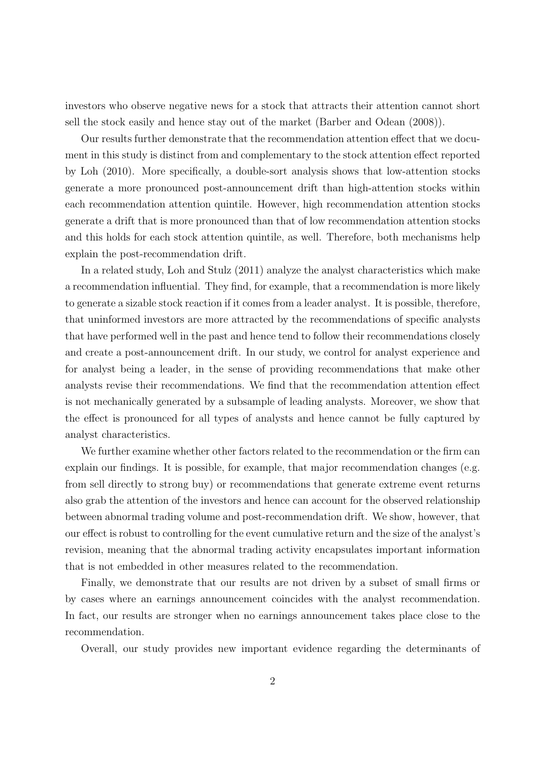investors who observe negative news for a stock that attracts their attention cannot short sell the stock easily and hence stay out of the market (Barber and Odean (2008)).

Our results further demonstrate that the recommendation attention effect that we document in this study is distinct from and complementary to the stock attention effect reported by Loh (2010). More specifically, a double-sort analysis shows that low-attention stocks generate a more pronounced post-announcement drift than high-attention stocks within each recommendation attention quintile. However, high recommendation attention stocks generate a drift that is more pronounced than that of low recommendation attention stocks and this holds for each stock attention quintile, as well. Therefore, both mechanisms help explain the post-recommendation drift.

In a related study, Loh and Stulz (2011) analyze the analyst characteristics which make a recommendation influential. They find, for example, that a recommendation is more likely to generate a sizable stock reaction if it comes from a leader analyst. It is possible, therefore, that uninformed investors are more attracted by the recommendations of specific analysts that have performed well in the past and hence tend to follow their recommendations closely and create a post-announcement drift. In our study, we control for analyst experience and for analyst being a leader, in the sense of providing recommendations that make other analysts revise their recommendations. We find that the recommendation attention effect is not mechanically generated by a subsample of leading analysts. Moreover, we show that the effect is pronounced for all types of analysts and hence cannot be fully captured by analyst characteristics.

We further examine whether other factors related to the recommendation or the firm can explain our findings. It is possible, for example, that major recommendation changes (e.g. from sell directly to strong buy) or recommendations that generate extreme event returns also grab the attention of the investors and hence can account for the observed relationship between abnormal trading volume and post-recommendation drift. We show, however, that our effect is robust to controlling for the event cumulative return and the size of the analyst's revision, meaning that the abnormal trading activity encapsulates important information that is not embedded in other measures related to the recommendation.

Finally, we demonstrate that our results are not driven by a subset of small firms or by cases where an earnings announcement coincides with the analyst recommendation. In fact, our results are stronger when no earnings announcement takes place close to the recommendation.

Overall, our study provides new important evidence regarding the determinants of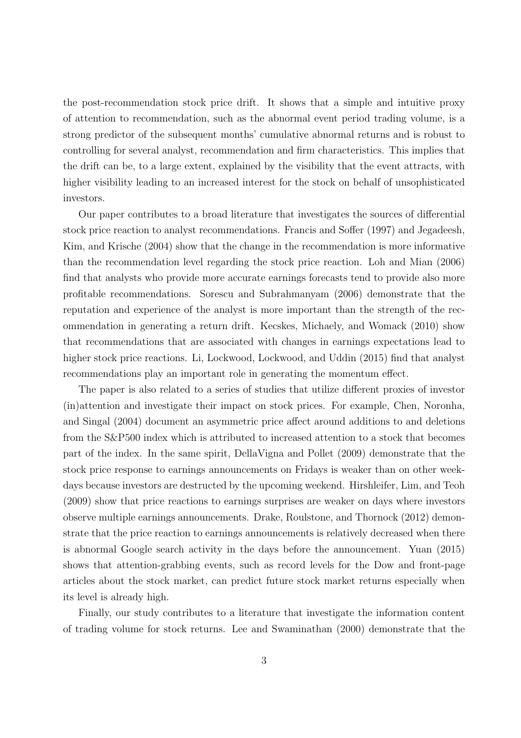the post-recommendation stock price drift. It shows that a simple and intuitive proxy of attention to recommendation, such as the abnormal event period trading volume, is a strong predictor of the subsequent months' cumulative abnormal returns and is robust to controlling for several analyst, recommendation and firm characteristics. This implies that the drift can be, to a large extent, explained by the visibility that the event attracts, with higher visibility leading to an increased interest for the stock on behalf of unsophisticated investors.

Our paper contributes to a broad literature that investigates the sources of differential stock price reaction to analyst recommendations. Francis and Soffer (1997) and Jegadeesh, Kim, and Krische (2004) show that the change in the recommendation is more informative than the recommendation level regarding the stock price reaction. Loh and Mian (2006) find that analysts who provide more accurate earnings forecasts tend to provide also more profitable recommendations. Sorescu and Subrahmanyam (2006) demonstrate that the reputation and experience of the analyst is more important than the strength of the recommendation in generating a return drift. Kecskes, Michaely, and Womack (2010) show that recommendations that are associated with changes in earnings expectations lead to higher stock price reactions. Li, Lockwood, Lockwood, and Uddin (2015) find that analyst recommendations play an important role in generating the momentum effect.

The paper is also related to a series of studies that utilize different proxies of investor (in)attention and investigate their impact on stock prices. For example, Chen, Noronha, and Singal (2004) document an asymmetric price affect around additions to and deletions from the S&P500 index which is attributed to increased attention to a stock that becomes part of the index. In the same spirit, DellaVigna and Pollet (2009) demonstrate that the stock price response to earnings announcements on Fridays is weaker than on other weekdays because investors are destructed by the upcoming weekend. Hirshleifer, Lim, and Teoh (2009) show that price reactions to earnings surprises are weaker on days where investors observe multiple earnings announcements. Drake, Roulstone, and Thornock (2012) demonstrate that the price reaction to earnings announcements is relatively decreased when there is abnormal Google search activity in the days before the announcement. Yuan (2015) shows that attention-grabbing events, such as record levels for the Dow and front-page articles about the stock market, can predict future stock market returns especially when its level is already high.

Finally, our study contributes to a literature that investigate the information content of trading volume for stock returns. Lee and Swaminathan (2000) demonstrate that the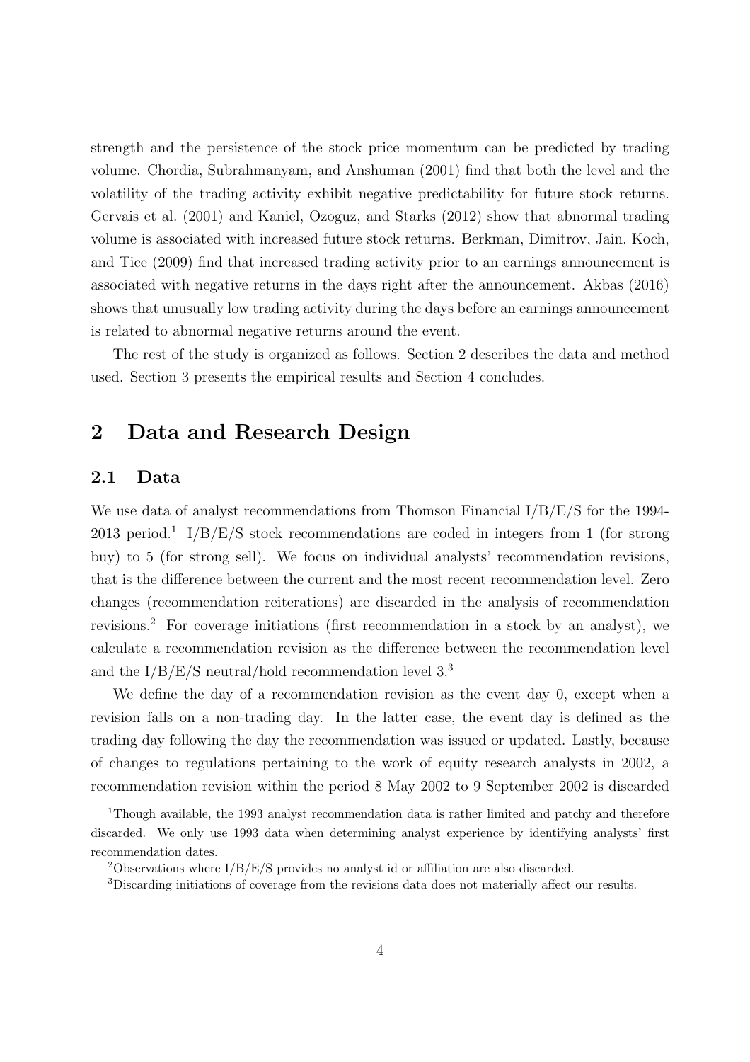strength and the persistence of the stock price momentum can be predicted by trading volume. Chordia, Subrahmanyam, and Anshuman (2001) find that both the level and the volatility of the trading activity exhibit negative predictability for future stock returns. Gervais et al. (2001) and Kaniel, Ozoguz, and Starks (2012) show that abnormal trading volume is associated with increased future stock returns. Berkman, Dimitrov, Jain, Koch, and Tice (2009) find that increased trading activity prior to an earnings announcement is associated with negative returns in the days right after the announcement. Akbas (2016) shows that unusually low trading activity during the days before an earnings announcement is related to abnormal negative returns around the event.

The rest of the study is organized as follows. Section 2 describes the data and method used. Section 3 presents the empirical results and Section 4 concludes.

# 2 Data and Research Design

## 2.1 Data

We use data of analyst recommendations from Thomson Financial I/B/E/S for the 1994-2013 period.[1] I/B/E/S stock recommendations are coded in integers from 1 (for strong buy) to 5 (for strong sell). We focus on individual analysts' recommendation revisions, that is the difference between the current and the most recent recommendation level. Zero changes (recommendation reiterations) are discarded in the analysis of recommendation revisions.[2] For coverage initiations (first recommendation in a stock by an analyst), we calculate a recommendation revision as the difference between the recommendation level and the I/B/E/S neutral/hold recommendation level 3.[3]

We define the day of a recommendation revision as the event day 0, except when a revision falls on a non-trading day. In the latter case, the event day is defined as the trading day following the day the recommendation was issued or updated. Lastly, because of changes to regulations pertaining to the work of equity research analysts in 2002, a recommendation revision within the period 8 May 2002 to 9 September 2002 is discarded

[1] Though available, the 1993 analyst recommendation data is rather limited and patchy and therefore discarded. We only use 1993 data when determining analyst experience by identifying analysts' first recommendation dates.

[2] Observations where I/B/E/S provides no analyst id or affiliation are also discarded.

[3] Discarding initiations of coverage from the revisions data does not materially affect our results.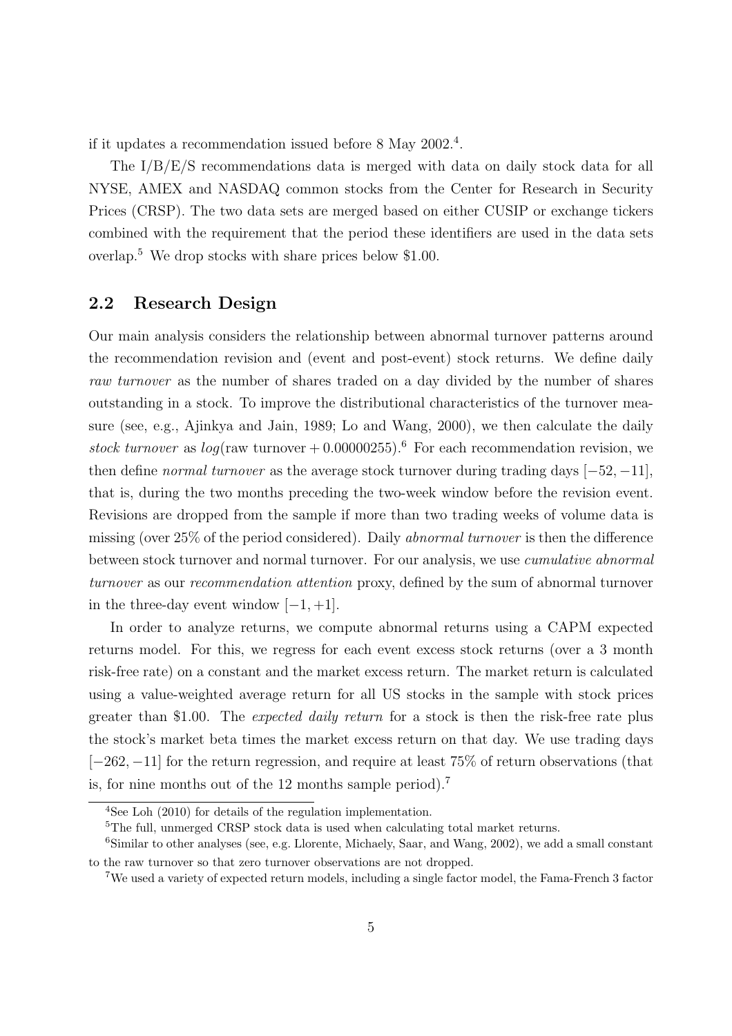if it updates a recommendation issued before 8 May 2002.[4].

The I/B/E/S recommendations data is merged with data on daily stock data for all NYSE, AMEX and NASDAQ common stocks from the Center for Research in Security Prices (CRSP). The two data sets are merged based on either CUSIP or exchange tickers combined with the requirement that the period these identifiers are used in the data sets overlap.[5] We drop stocks with share prices below \$1.00.

## 2.2 Research Design

Our main analysis considers the relationship between abnormal turnover patterns around the recommendation revision and (event and post-event) stock returns. We define daily *raw turnover* as the number of shares traded on a day divided by the number of shares outstanding in a stock. To improve the distributional characteristics of the turnover measure (see, e.g., Ajinkya and Jain, 1989; Lo and Wang, 2000), we then calculate the daily *stock turnover* as $log(\text{raw turnover} + 0.00000255)$.[6] For each recommendation revision, we then define *normal turnover* as the average stock turnover during trading days $[-52, -11]$, that is, during the two months preceding the two-week window before the revision event. Revisions are dropped from the sample if more than two trading weeks of volume data is missing (over 25% of the period considered). Daily *abnormal turnover* is then the difference between stock turnover and normal turnover. For our analysis, we use *cumulative abnormal turnover* as our *recommendation attention* proxy, defined by the sum of abnormal turnover in the three-day event window $[-1, +1]$.

In order to analyze returns, we compute abnormal returns using a CAPM expected returns model. For this, we regress for each event excess stock returns (over a 3 month risk-free rate) on a constant and the market excess return. The market return is calculated using a value-weighted average return for all US stocks in the sample with stock prices greater than \$1.00. The *expected daily return* for a stock is then the risk-free rate plus the stock's market beta times the market excess return on that day. We use trading days $[-262, -11]$ for the return regression, and require at least 75% of return observations (that is, for nine months out of the 12 months sample period).[7]

---

[4] See Loh (2010) for details of the regulation implementation.

[5] The full, unmerged CRSP stock data is used when calculating total market returns.

[6] Similar to other analyses (see, e.g. Llorente, Michaely, Saar, and Wang, 2002), we add a small constant to the raw turnover so that zero turnover observations are not dropped.

[7] We used a variety of expected return models, including a single factor model, the Fama-French 3 factor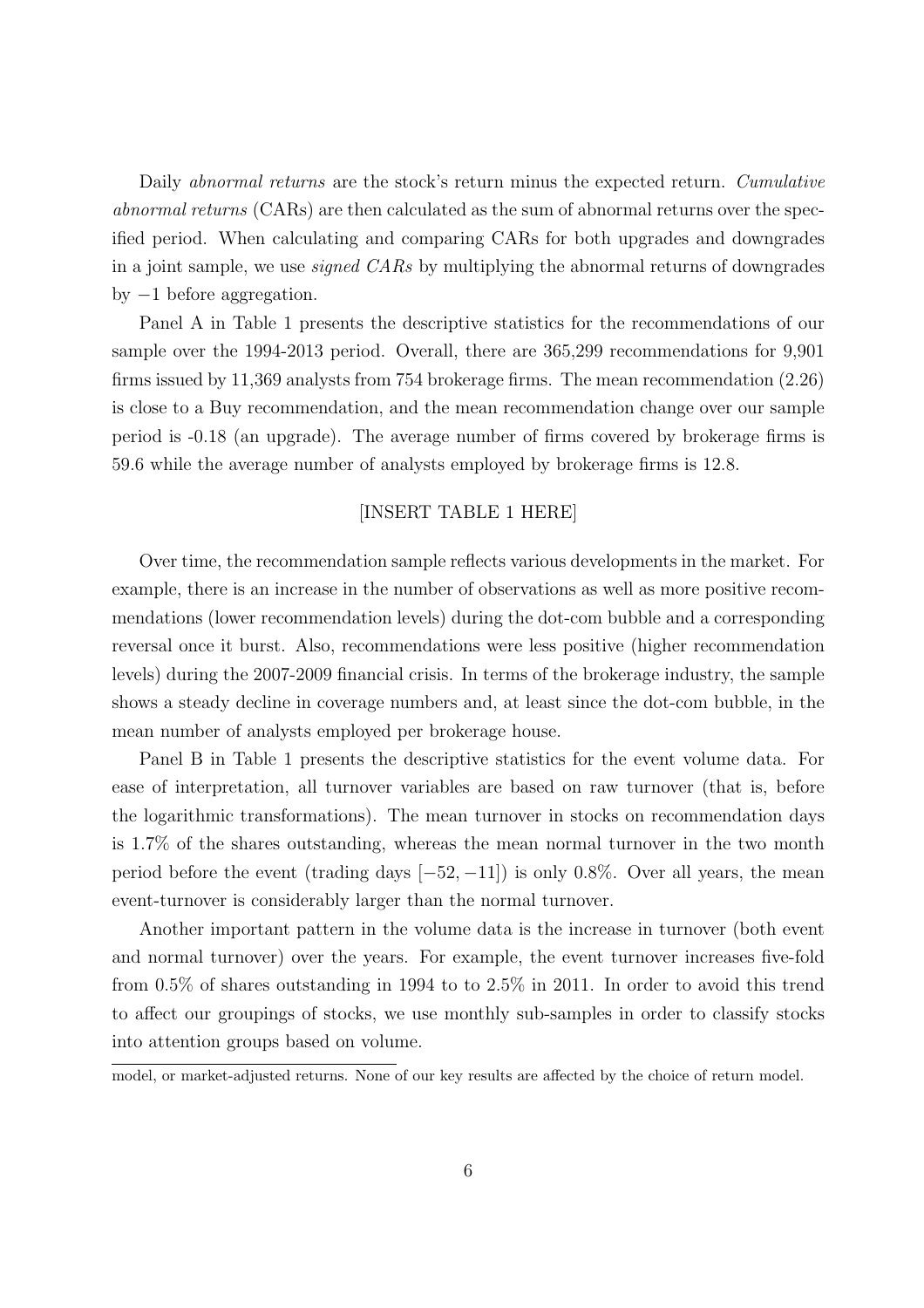Daily *abnormal returns* are the stock's return minus the expected return. *Cumulative abnormal returns* (CARs) are then calculated as the sum of abnormal returns over the specified period. When calculating and comparing CARs for both upgrades and downgrades in a joint sample, we use *signed CARs* by multiplying the abnormal returns of downgrades by $-1$ before aggregation.

Panel A in Table 1 presents the descriptive statistics for the recommendations of our sample over the 1994-2013 period. Overall, there are 365,299 recommendations for 9,901 firms issued by 11,369 analysts from 754 brokerage firms. The mean recommendation (2.26) is close to a Buy recommendation, and the mean recommendation change over our sample period is -0.18 (an upgrade). The average number of firms covered by brokerage firms is 59.6 while the average number of analysts employed by brokerage firms is 12.8.

[INSERT TABLE 1 HERE]

Over time, the recommendation sample reflects various developments in the market. For example, there is an increase in the number of observations as well as more positive recommendations (lower recommendation levels) during the dot-com bubble and a corresponding reversal once it burst. Also, recommendations were less positive (higher recommendation levels) during the 2007-2009 financial crisis. In terms of the brokerage industry, the sample shows a steady decline in coverage numbers and, at least since the dot-com bubble, in the mean number of analysts employed per brokerage house.

Panel B in Table 1 presents the descriptive statistics for the event volume data. For ease of interpretation, all turnover variables are based on raw turnover (that is, before the logarithmic transformations). The mean turnover in stocks on recommendation days is 1.7% of the shares outstanding, whereas the mean normal turnover in the two month period before the event (trading days $[-52, -11]$) is only 0.8%. Over all years, the mean event-turnover is considerably larger than the normal turnover.

Another important pattern in the volume data is the increase in turnover (both event and normal turnover) over the years. For example, the event turnover increases five-fold from 0.5% of shares outstanding in 1994 to to 2.5% in 2011. In order to avoid this trend to affect our groupings of stocks, we use monthly sub-samples in order to classify stocks into attention groups based on volume.

model, or market-adjusted returns. None of our key results are affected by the choice of return model.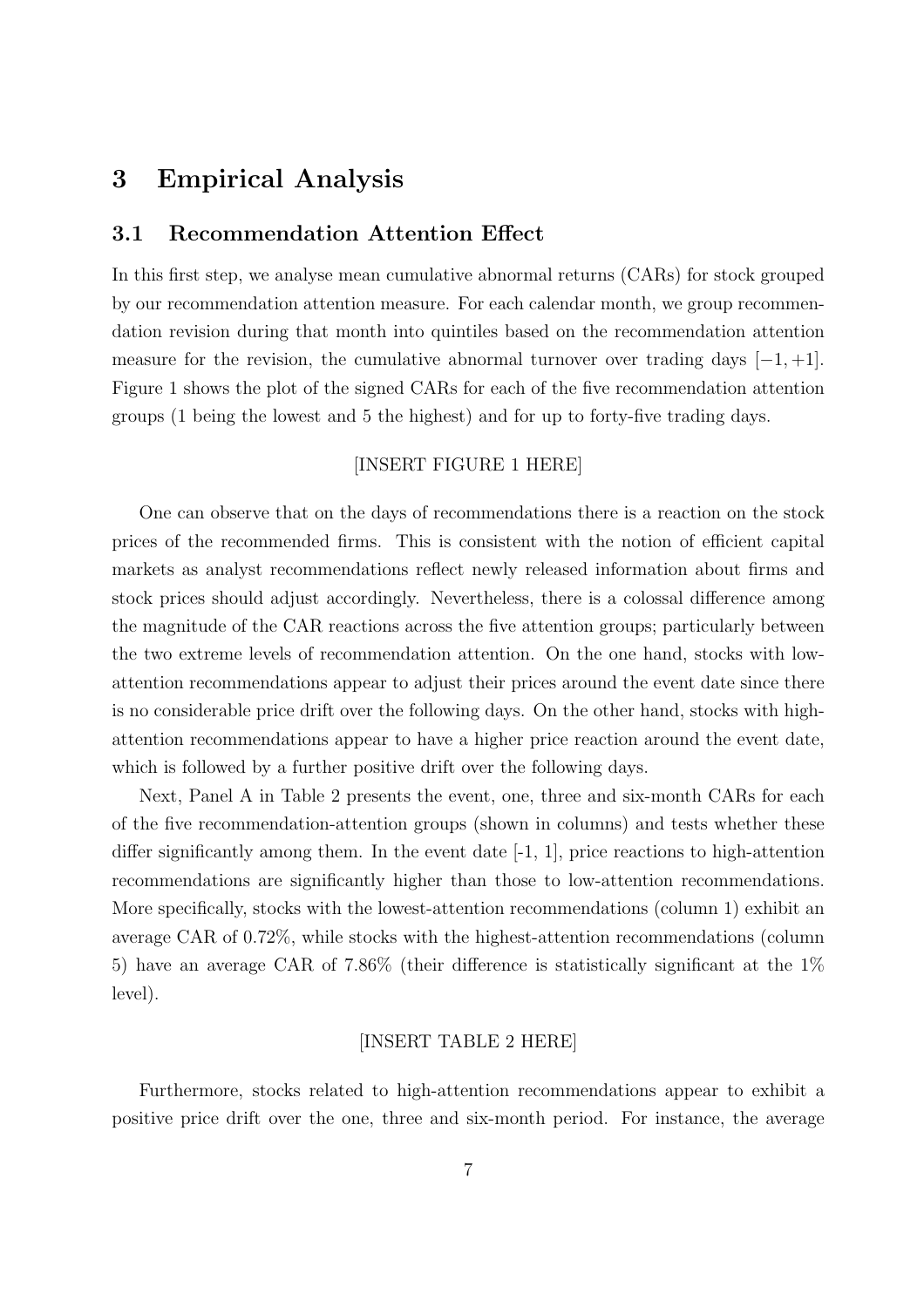# 3 Empirical Analysis

## 3.1 Recommendation Attention Effect

In this first step, we analyse mean cumulative abnormal returns (CARs) for stock grouped by our recommendation attention measure. For each calendar month, we group recommendation revision during that month into quintiles based on the recommendation attention measure for the revision, the cumulative abnormal turnover over trading days $[-1, +1]$. Figure 1 shows the plot of the signed CARs for each of the five recommendation attention groups (1 being the lowest and 5 the highest) and for up to forty-five trading days.

[INSERT FIGURE 1 HERE]

One can observe that on the days of recommendations there is a reaction on the stock prices of the recommended firms. This is consistent with the notion of efficient capital markets as analyst recommendations reflect newly released information about firms and stock prices should adjust accordingly. Nevertheless, there is a colossal difference among the magnitude of the CAR reactions across the five attention groups; particularly between the two extreme levels of recommendation attention. On the one hand, stocks with low-attention recommendations appear to adjust their prices around the event date since there is no considerable price drift over the following days. On the other hand, stocks with high-attention recommendations appear to have a higher price reaction around the event date, which is followed by a further positive drift over the following days.

Next, Panel A in Table 2 presents the event, one, three and six-month CARs for each of the five recommendation-attention groups (shown in columns) and tests whether these differ significantly among them. In the event date [-1, 1], price reactions to high-attention recommendations are significantly higher than those to low-attention recommendations. More specifically, stocks with the lowest-attention recommendations (column 1) exhibit an average CAR of 0.72%, while stocks with the highest-attention recommendations (column 5) have an average CAR of 7.86% (their difference is statistically significant at the 1% level).

[INSERT TABLE 2 HERE]

Furthermore, stocks related to high-attention recommendations appear to exhibit a positive price drift over the one, three and six-month period. For instance, the average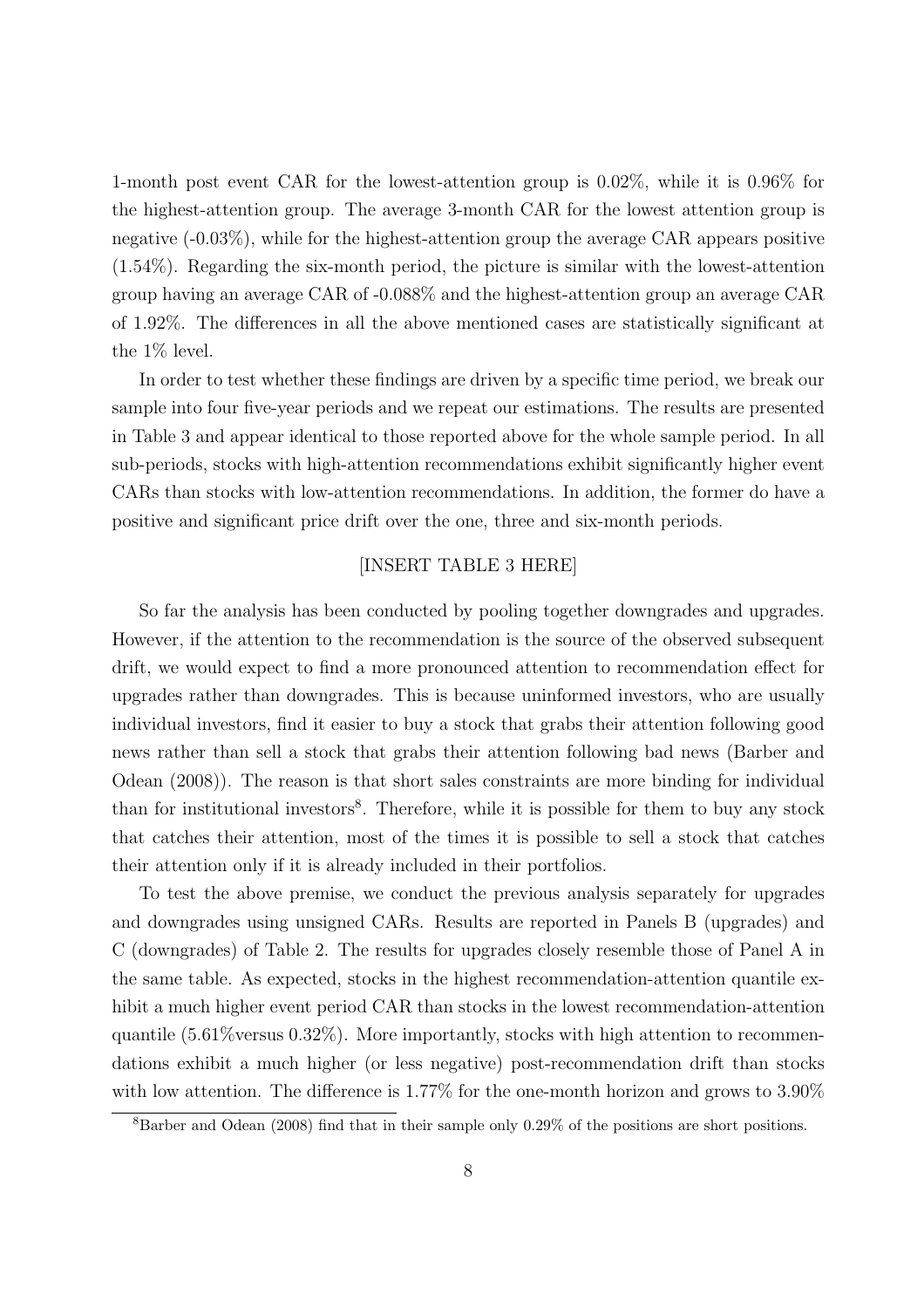1-month post event CAR for the lowest-attention group is 0.02%, while it is 0.96% for the highest-attention group. The average 3-month CAR for the lowest attention group is negative (-0.03%), while for the highest-attention group the average CAR appears positive (1.54%). Regarding the six-month period, the picture is similar with the lowest-attention group having an average CAR of -0.088% and the highest-attention group an average CAR of 1.92%. The differences in all the above mentioned cases are statistically significant at the 1% level.

In order to test whether these findings are driven by a specific time period, we break our sample into four five-year periods and we repeat our estimations. The results are presented in Table 3 and appear identical to those reported above for the whole sample period. In all sub-periods, stocks with high-attention recommendations exhibit significantly higher event CARs than stocks with low-attention recommendations. In addition, the former do have a positive and significant price drift over the one, three and six-month periods.

[INSERT TABLE 3 HERE]

So far the analysis has been conducted by pooling together downgrades and upgrades. However, if the attention to the recommendation is the source of the observed subsequent drift, we would expect to find a more pronounced attention to recommendation effect for upgrades rather than downgrades. This is because uninformed investors, who are usually individual investors, find it easier to buy a stock that grabs their attention following good news rather than sell a stock that grabs their attention following bad news (Barber and Odean (2008)). The reason is that short sales constraints are more binding for individual than for institutional investors[8]. Therefore, while it is possible for them to buy any stock that catches their attention, most of the times it is possible to sell a stock that catches their attention only if it is already included in their portfolios.

To test the above premise, we conduct the previous analysis separately for upgrades and downgrades using unsigned CARs. Results are reported in Panels B (upgrades) and C (downgrades) of Table 2. The results for upgrades closely resemble those of Panel A in the same table. As expected, stocks in the highest recommendation-attention quantile exhibit a much higher event period CAR than stocks in the lowest recommendation-attention quantile (5.61%versus 0.32%). More importantly, stocks with high attention to recommendations exhibit a much higher (or less negative) post-recommendation drift than stocks with low attention. The difference is 1.77% for the one-month horizon and grows to 3.90%

[8] Barber and Odean (2008) find that in their sample only 0.29% of the positions are short positions.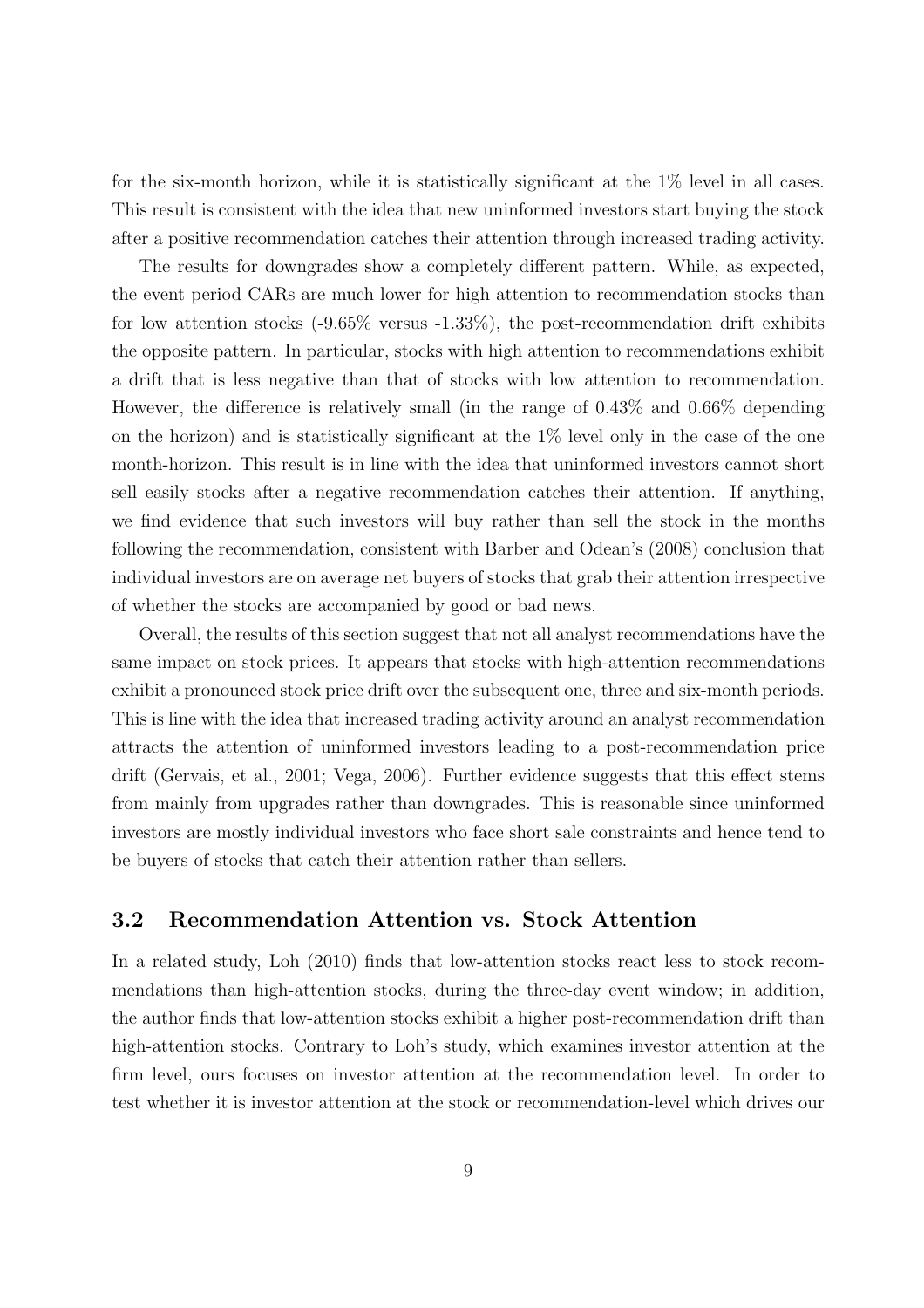for the six-month horizon, while it is statistically significant at the 1% level in all cases. This result is consistent with the idea that new uninformed investors start buying the stock after a positive recommendation catches their attention through increased trading activity.

The results for downgrades show a completely different pattern. While, as expected, the event period CARs are much lower for high attention to recommendation stocks than for low attention stocks (-9.65% versus -1.33%), the post-recommendation drift exhibits the opposite pattern. In particular, stocks with high attention to recommendations exhibit a drift that is less negative than that of stocks with low attention to recommendation. However, the difference is relatively small (in the range of 0.43% and 0.66% depending on the horizon) and is statistically significant at the 1% level only in the case of the one month-horizon. This result is in line with the idea that uninformed investors cannot short sell easily stocks after a negative recommendation catches their attention. If anything, we find evidence that such investors will buy rather than sell the stock in the months following the recommendation, consistent with Barber and Odean's (2008) conclusion that individual investors are on average net buyers of stocks that grab their attention irrespective of whether the stocks are accompanied by good or bad news.

Overall, the results of this section suggest that not all analyst recommendations have the same impact on stock prices. It appears that stocks with high-attention recommendations exhibit a pronounced stock price drift over the subsequent one, three and six-month periods. This is line with the idea that increased trading activity around an analyst recommendation attracts the attention of uninformed investors leading to a post-recommendation price drift (Gervais, et al., 2001; Vega, 2006). Further evidence suggests that this effect stems from mainly from upgrades rather than downgrades. This is reasonable since uninformed investors are mostly individual investors who face short sale constraints and hence tend to be buyers of stocks that catch their attention rather than sellers.

### 3.2 Recommendation Attention vs. Stock Attention

In a related study, Loh (2010) finds that low-attention stocks react less to stock recommendations than high-attention stocks, during the three-day event window; in addition, the author finds that low-attention stocks exhibit a higher post-recommendation drift than high-attention stocks. Contrary to Loh's study, which examines investor attention at the firm level, ours focuses on investor attention at the recommendation level. In order to test whether it is investor attention at the stock or recommendation-level which drives our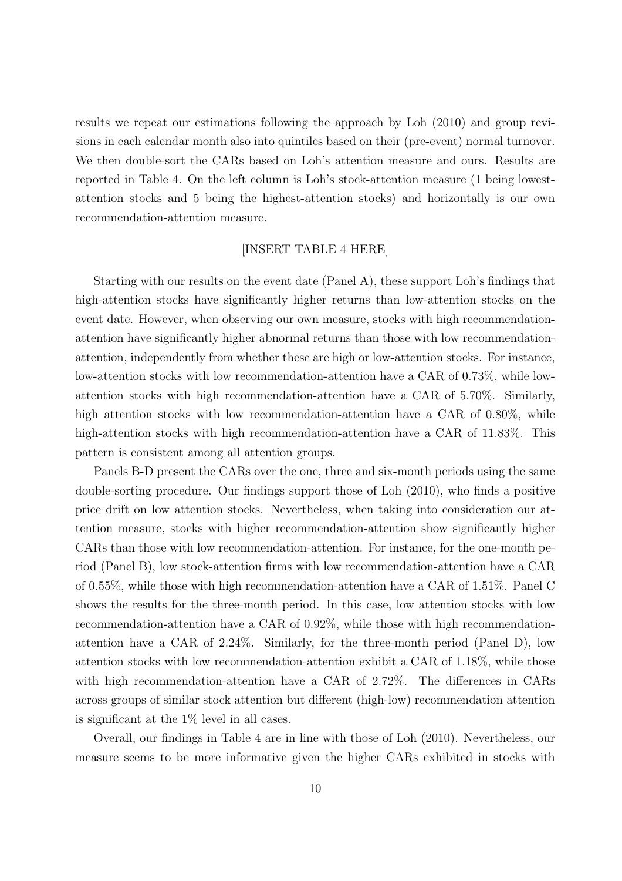results we repeat our estimations following the approach by Loh (2010) and group revisions in each calendar month also into quintiles based on their (pre-event) normal turnover. We then double-sort the CARs based on Loh's attention measure and ours. Results are reported in Table 4. On the left column is Loh's stock-attention measure (1 being lowest-attention stocks and 5 being the highest-attention stocks) and horizontally is our own recommendation-attention measure.

[INSERT TABLE 4 HERE]

Starting with our results on the event date (Panel A), these support Loh's findings that high-attention stocks have significantly higher returns than low-attention stocks on the event date. However, when observing our own measure, stocks with high recommendation-attention have significantly higher abnormal returns than those with low recommendation-attention, independently from whether these are high or low-attention stocks. For instance, low-attention stocks with low recommendation-attention have a CAR of 0.73%, while low-attention stocks with high recommendation-attention have a CAR of 5.70%. Similarly, high attention stocks with low recommendation-attention have a CAR of 0.80%, while high-attention stocks with high recommendation-attention have a CAR of 11.83%. This pattern is consistent among all attention groups.

Panels B-D present the CARs over the one, three and six-month periods using the same double-sorting procedure. Our findings support those of Loh (2010), who finds a positive price drift on low attention stocks. Nevertheless, when taking into consideration our attention measure, stocks with higher recommendation-attention show significantly higher CARs than those with low recommendation-attention. For instance, for the one-month period (Panel B), low stock-attention firms with low recommendation-attention have a CAR of 0.55%, while those with high recommendation-attention have a CAR of 1.51%. Panel C shows the results for the three-month period. In this case, low attention stocks with low recommendation-attention have a CAR of 0.92%, while those with high recommendation-attention have a CAR of 2.24%. Similarly, for the three-month period (Panel D), low attention stocks with low recommendation-attention exhibit a CAR of 1.18%, while those with high recommendation-attention have a CAR of 2.72%. The differences in CARs across groups of similar stock attention but different (high-low) recommendation attention is significant at the 1% level in all cases.

Overall, our findings in Table 4 are in line with those of Loh (2010). Nevertheless, our measure seems to be more informative given the higher CARs exhibited in stocks with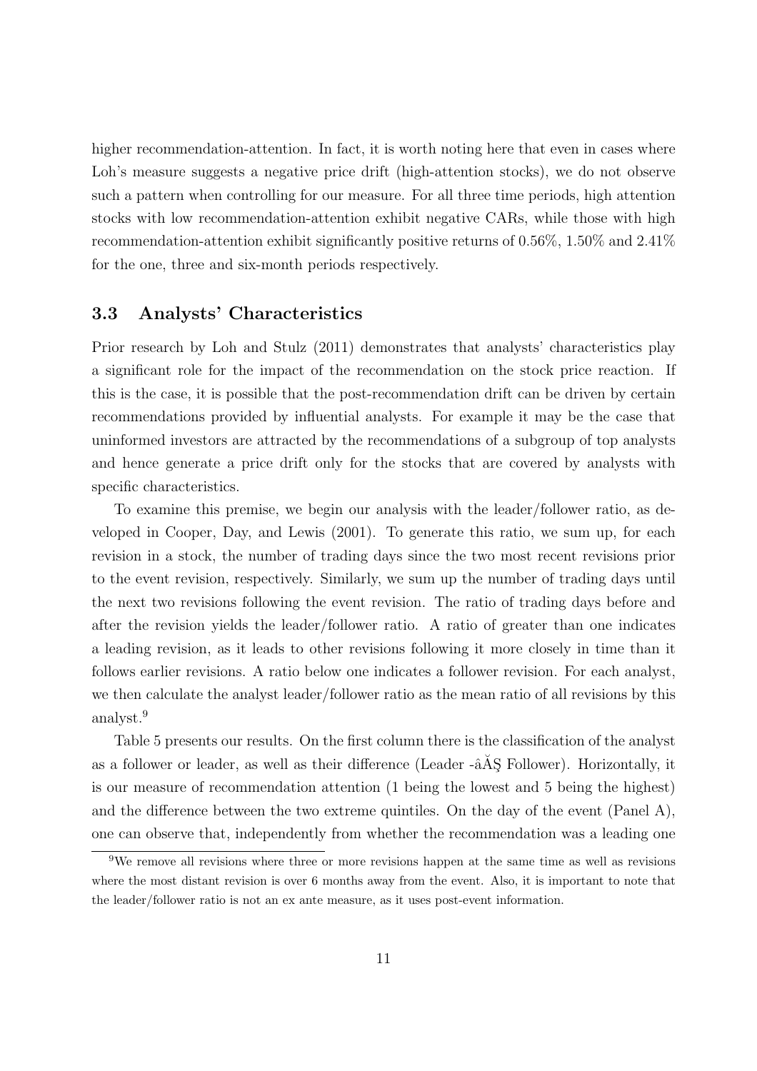higher recommendation-attention. In fact, it is worth noting here that even in cases where Loh's measure suggests a negative price drift (high-attention stocks), we do not observe such a pattern when controlling for our measure. For all three time periods, high attention stocks with low recommendation-attention exhibit negative CARs, while those with high recommendation-attention exhibit significantly positive returns of 0.56%, 1.50% and 2.41% for the one, three and six-month periods respectively.

### 3.3 Analysts' Characteristics

Prior research by Loh and Stulz (2011) demonstrates that analysts' characteristics play a significant role for the impact of the recommendation on the stock price reaction. If this is the case, it is possible that the post-recommendation drift can be driven by certain recommendations provided by influential analysts. For example it may be the case that uninformed investors are attracted by the recommendations of a subgroup of top analysts and hence generate a price drift only for the stocks that are covered by analysts with specific characteristics.

To examine this premise, we begin our analysis with the leader/follower ratio, as developed in Cooper, Day, and Lewis (2001). To generate this ratio, we sum up, for each revision in a stock, the number of trading days since the two most recent revisions prior to the event revision, respectively. Similarly, we sum up the number of trading days until the next two revisions following the event revision. The ratio of trading days before and after the revision yields the leader/follower ratio. A ratio of greater than one indicates a leading revision, as it leads to other revisions following it more closely in time than it follows earlier revisions. A ratio below one indicates a follower revision. For each analyst, we then calculate the analyst leader/follower ratio as the mean ratio of all revisions by this analyst.[9]

Table 5 presents our results. On the first column there is the classification of the analyst as a follower or leader, as well as their difference (Leader -âĂŞ Follower). Horizontally, it is our measure of recommendation attention (1 being the lowest and 5 being the highest) and the difference between the two extreme quintiles. On the day of the event (Panel A), one can observe that, independently from whether the recommendation was a leading one

[9] We remove all revisions where three or more revisions happen at the same time as well as revisions where the most distant revision is over 6 months away from the event. Also, it is important to note that the leader/follower ratio is not an ex ante measure, as it uses post-event information.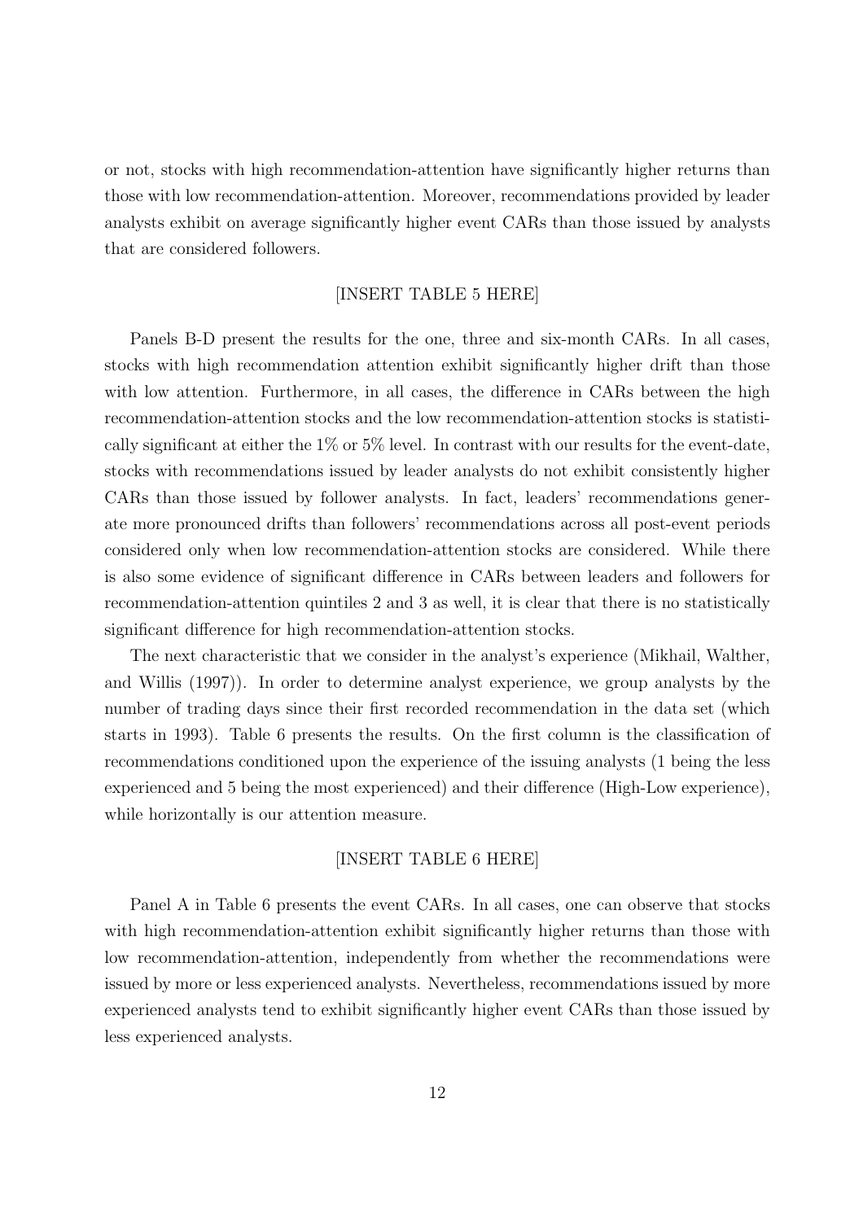or not, stocks with high recommendation-attention have significantly higher returns than those with low recommendation-attention. Moreover, recommendations provided by leader analysts exhibit on average significantly higher event CARs than those issued by analysts that are considered followers.

[INSERT TABLE 5 HERE]

Panels B-D present the results for the one, three and six-month CARs. In all cases, stocks with high recommendation attention exhibit significantly higher drift than those with low attention. Furthermore, in all cases, the difference in CARs between the high recommendation-attention stocks and the low recommendation-attention stocks is statistically significant at either the 1% or 5% level. In contrast with our results for the event-date, stocks with recommendations issued by leader analysts do not exhibit consistently higher CARs than those issued by follower analysts. In fact, leaders' recommendations generate more pronounced drifts than followers' recommendations across all post-event periods considered only when low recommendation-attention stocks are considered. While there is also some evidence of significant difference in CARs between leaders and followers for recommendation-attention quintiles 2 and 3 as well, it is clear that there is no statistically significant difference for high recommendation-attention stocks.

The next characteristic that we consider in the analyst's experience (Mikhail, Walther, and Willis (1997)). In order to determine analyst experience, we group analysts by the number of trading days since their first recorded recommendation in the data set (which starts in 1993). Table 6 presents the results. On the first column is the classification of recommendations conditioned upon the experience of the issuing analysts (1 being the less experienced and 5 being the most experienced) and their difference (High-Low experience), while horizontally is our attention measure.

[INSERT TABLE 6 HERE]

Panel A in Table 6 presents the event CARs. In all cases, one can observe that stocks with high recommendation-attention exhibit significantly higher returns than those with low recommendation-attention, independently from whether the recommendations were issued by more or less experienced analysts. Nevertheless, recommendations issued by more experienced analysts tend to exhibit significantly higher event CARs than those issued by less experienced analysts.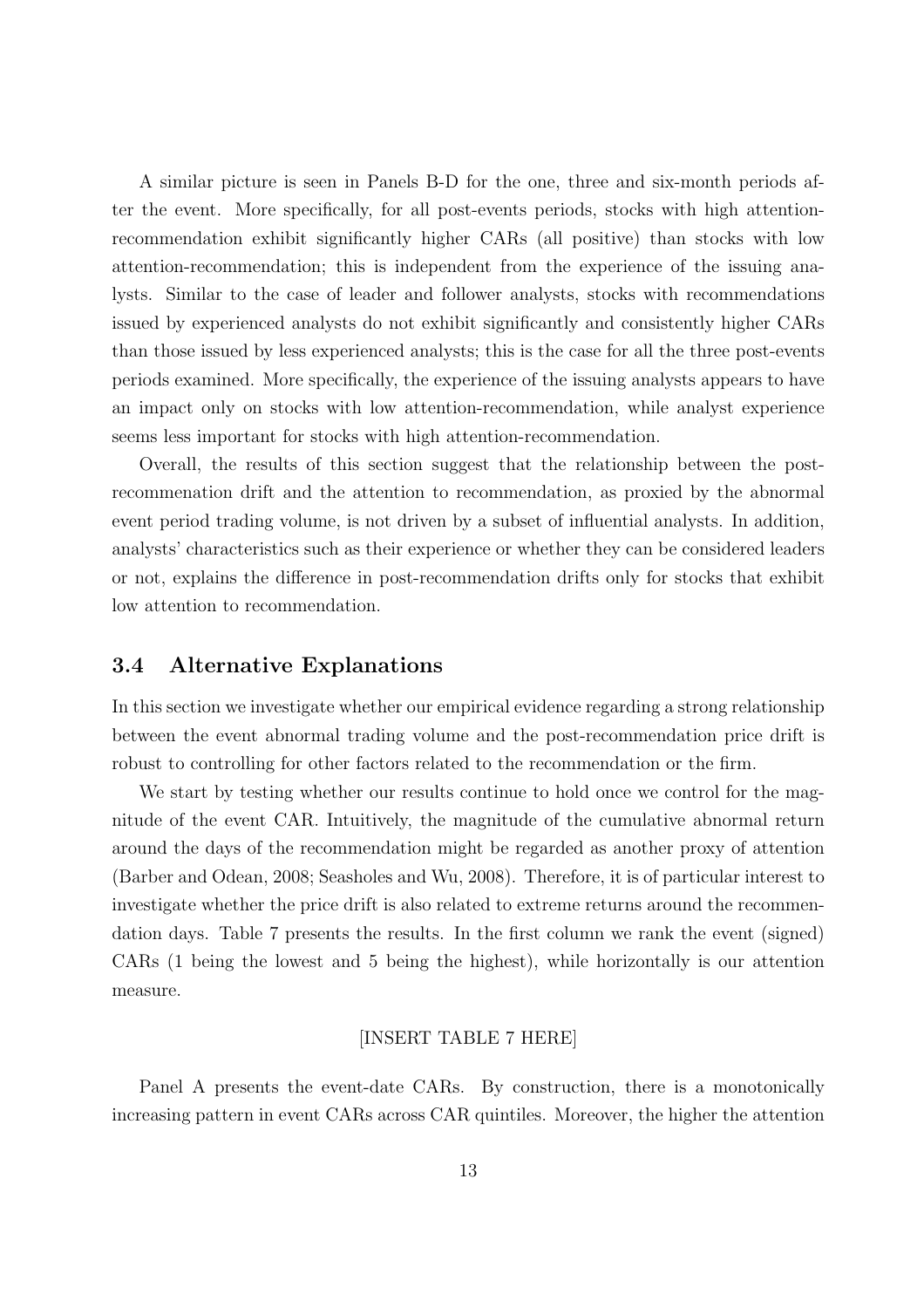A similar picture is seen in Panels B-D for the one, three and six-month periods after the event. More specifically, for all post-events periods, stocks with high attention-recommendation exhibit significantly higher CARs (all positive) than stocks with low attention-recommendation; this is independent from the experience of the issuing analysts. Similar to the case of leader and follower analysts, stocks with recommendations issued by experienced analysts do not exhibit significantly and consistently higher CARs than those issued by less experienced analysts; this is the case for all the three post-events periods examined. More specifically, the experience of the issuing analysts appears to have an impact only on stocks with low attention-recommendation, while analyst experience seems less important for stocks with high attention-recommendation.

Overall, the results of this section suggest that the relationship between the post-recommenation drift and the attention to recommendation, as proxied by the abnormal event period trading volume, is not driven by a subset of influential analysts. In addition, analysts' characteristics such as their experience or whether they can be considered leaders or not, explains the difference in post-recommendation drifts only for stocks that exhibit low attention to recommendation.

### 3.4 Alternative Explanations

In this section we investigate whether our empirical evidence regarding a strong relationship between the event abnormal trading volume and the post-recommendation price drift is robust to controlling for other factors related to the recommendation or the firm.

We start by testing whether our results continue to hold once we control for the magnitude of the event CAR. Intuitively, the magnitude of the cumulative abnormal return around the days of the recommendation might be regarded as another proxy of attention (Barber and Odean, 2008; Seasholes and Wu, 2008). Therefore, it is of particular interest to investigate whether the price drift is also related to extreme returns around the recommendation days. Table 7 presents the results. In the first column we rank the event (signed) CARs (1 being the lowest and 5 being the highest), while horizontally is our attention measure.

[INSERT TABLE 7 HERE]

Panel A presents the event-date CARs. By construction, there is a monotonically increasing pattern in event CARs across CAR quintiles. Moreover, the higher the attention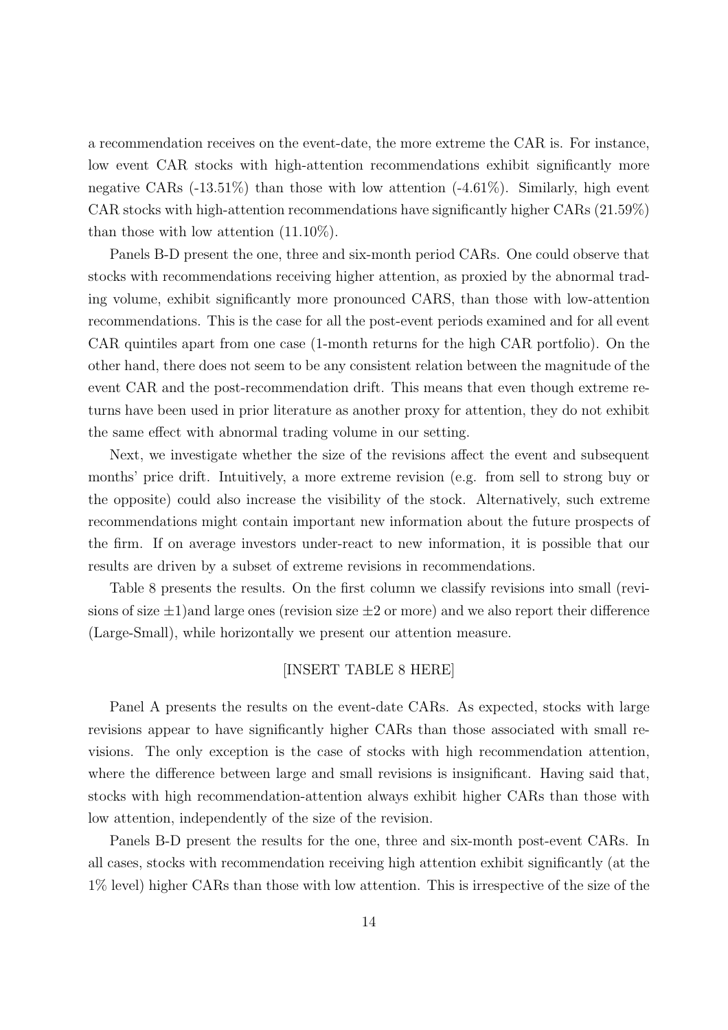a recommendation receives on the event-date, the more extreme the CAR is. For instance, low event CAR stocks with high-attention recommendations exhibit significantly more negative CARs (-13.51%) than those with low attention (-4.61%). Similarly, high event CAR stocks with high-attention recommendations have significantly higher CARs (21.59%) than those with low attention (11.10%).

Panels B-D present the one, three and six-month period CARs. One could observe that stocks with recommendations receiving higher attention, as proxied by the abnormal trading volume, exhibit significantly more pronounced CARS, than those with low-attention recommendations. This is the case for all the post-event periods examined and for all event CAR quintiles apart from one case (1-month returns for the high CAR portfolio). On the other hand, there does not seem to be any consistent relation between the magnitude of the event CAR and the post-recommendation drift. This means that even though extreme returns have been used in prior literature as another proxy for attention, they do not exhibit the same effect with abnormal trading volume in our setting.

Next, we investigate whether the size of the revisions affect the event and subsequent months' price drift. Intuitively, a more extreme revision (e.g. from sell to strong buy or the opposite) could also increase the visibility of the stock. Alternatively, such extreme recommendations might contain important new information about the future prospects of the firm. If on average investors under-react to new information, it is possible that our results are driven by a subset of extreme revisions in recommendations.

Table 8 presents the results. On the first column we classify revisions into small (revisions of size $\pm 1$)and large ones (revision size $\pm 2$ or more) and we also report their difference (Large-Small), while horizontally we present our attention measure.

[INSERT TABLE 8 HERE]

Panel A presents the results on the event-date CARs. As expected, stocks with large revisions appear to have significantly higher CARs than those associated with small revisions. The only exception is the case of stocks with high recommendation attention, where the difference between large and small revisions is insignificant. Having said that, stocks with high recommendation-attention always exhibit higher CARs than those with low attention, independently of the size of the revision.

Panels B-D present the results for the one, three and six-month post-event CARs. In all cases, stocks with recommendation receiving high attention exhibit significantly (at the 1% level) higher CARs than those with low attention. This is irrespective of the size of the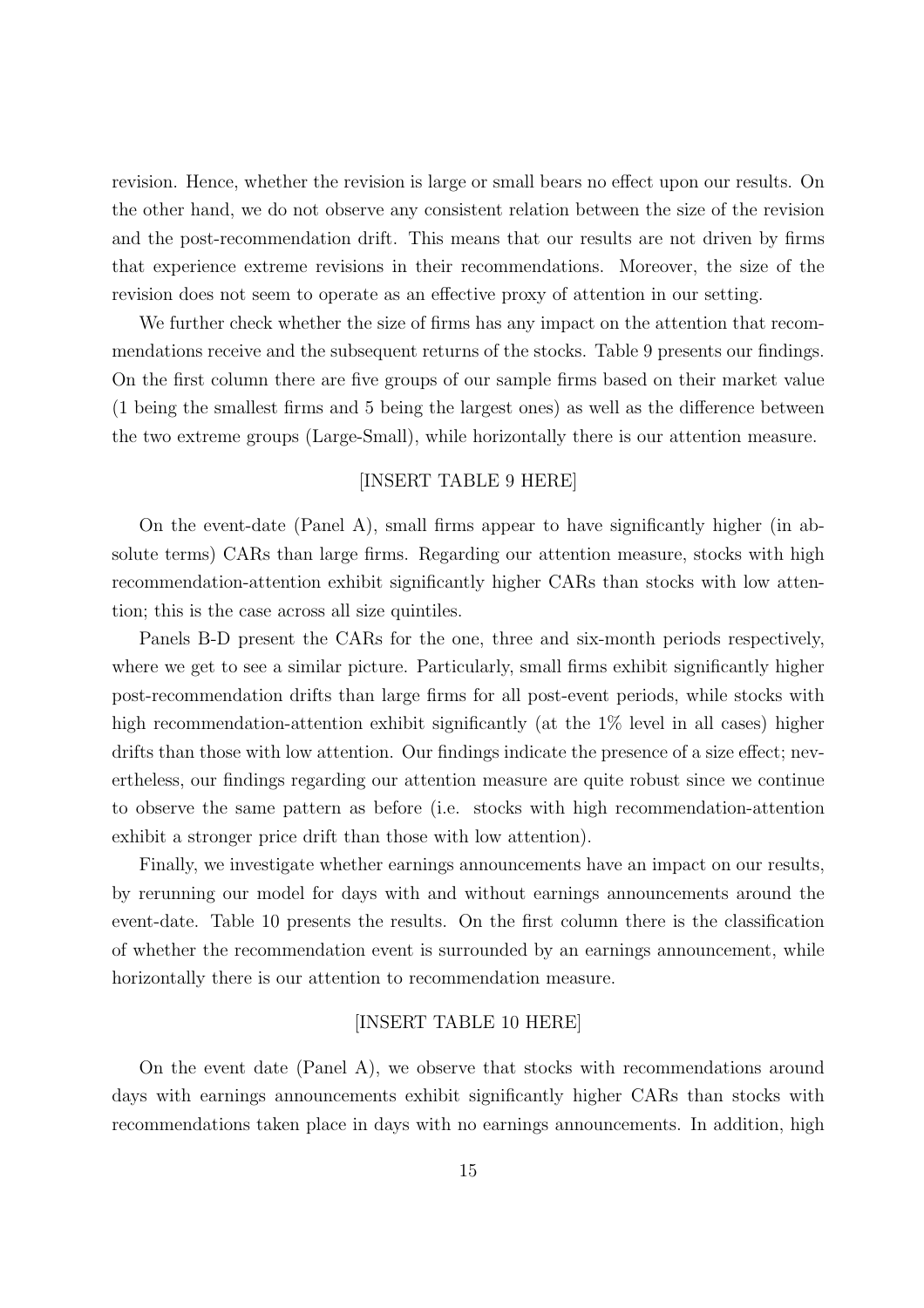revision. Hence, whether the revision is large or small bears no effect upon our results. On the other hand, we do not observe any consistent relation between the size of the revision and the post-recommendation drift. This means that our results are not driven by firms that experience extreme revisions in their recommendations. Moreover, the size of the revision does not seem to operate as an effective proxy of attention in our setting.

We further check whether the size of firms has any impact on the attention that recommendations receive and the subsequent returns of the stocks. Table 9 presents our findings. On the first column there are five groups of our sample firms based on their market value (1 being the smallest firms and 5 being the largest ones) as well as the difference between the two extreme groups (Large-Small), while horizontally there is our attention measure.

[INSERT TABLE 9 HERE]

On the event-date (Panel A), small firms appear to have significantly higher (in absolute terms) CARs than large firms. Regarding our attention measure, stocks with high recommendation-attention exhibit significantly higher CARs than stocks with low attention; this is the case across all size quintiles.

Panels B-D present the CARs for the one, three and six-month periods respectively, where we get to see a similar picture. Particularly, small firms exhibit significantly higher post-recommendation drifts than large firms for all post-event periods, while stocks with high recommendation-attention exhibit significantly (at the 1% level in all cases) higher drifts than those with low attention. Our findings indicate the presence of a size effect; nevertheless, our findings regarding our attention measure are quite robust since we continue to observe the same pattern as before (i.e. stocks with high recommendation-attention exhibit a stronger price drift than those with low attention).

Finally, we investigate whether earnings announcements have an impact on our results, by rerunning our model for days with and without earnings announcements around the event-date. Table 10 presents the results. On the first column there is the classification of whether the recommendation event is surrounded by an earnings announcement, while horizontally there is our attention to recommendation measure.

[INSERT TABLE 10 HERE]

On the event date (Panel A), we observe that stocks with recommendations around days with earnings announcements exhibit significantly higher CARs than stocks with recommendations taken place in days with no earnings announcements. In addition, high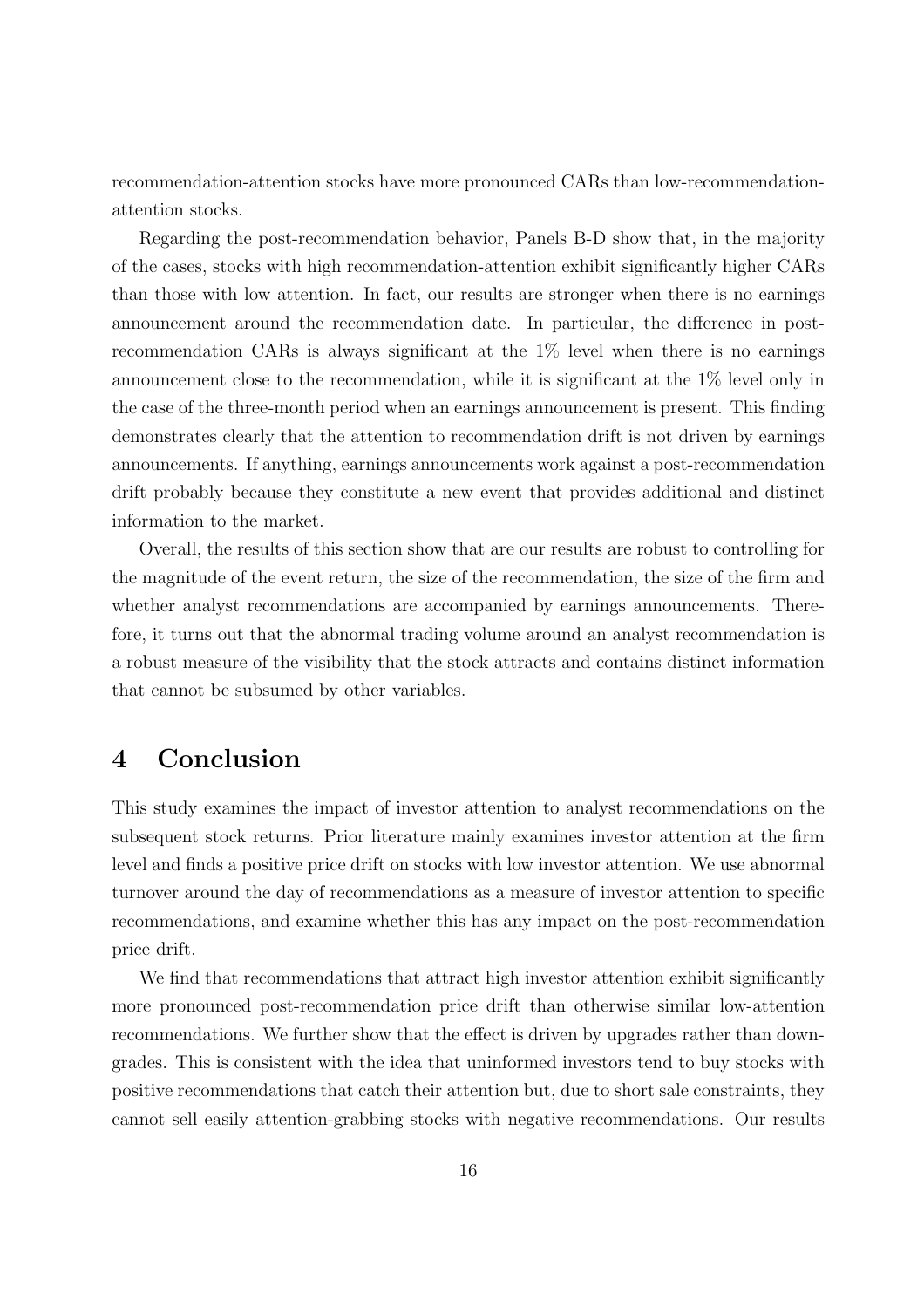recommendation-attention stocks have more pronounced CARs than low-recommendation-attention stocks.

Regarding the post-recommendation behavior, Panels B-D show that, in the majority of the cases, stocks with high recommendation-attention exhibit significantly higher CARs than those with low attention. In fact, our results are stronger when there is no earnings announcement around the recommendation date. In particular, the difference in post-recommendation CARs is always significant at the 1% level when there is no earnings announcement close to the recommendation, while it is significant at the 1% level only in the case of the three-month period when an earnings announcement is present. This finding demonstrates clearly that the attention to recommendation drift is not driven by earnings announcements. If anything, earnings announcements work against a post-recommendation drift probably because they constitute a new event that provides additional and distinct information to the market.

Overall, the results of this section show that are our results are robust to controlling for the magnitude of the event return, the size of the recommendation, the size of the firm and whether analyst recommendations are accompanied by earnings announcements. Therefore, it turns out that the abnormal trading volume around an analyst recommendation is a robust measure of the visibility that the stock attracts and contains distinct information that cannot be subsumed by other variables.

# 4 Conclusion

This study examines the impact of investor attention to analyst recommendations on the subsequent stock returns. Prior literature mainly examines investor attention at the firm level and finds a positive price drift on stocks with low investor attention. We use abnormal turnover around the day of recommendations as a measure of investor attention to specific recommendations, and examine whether this has any impact on the post-recommendation price drift.

We find that recommendations that attract high investor attention exhibit significantly more pronounced post-recommendation price drift than otherwise similar low-attention recommendations. We further show that the effect is driven by upgrades rather than downgrades. This is consistent with the idea that uninformed investors tend to buy stocks with positive recommendations that catch their attention but, due to short sale constraints, they cannot sell easily attention-grabbing stocks with negative recommendations. Our results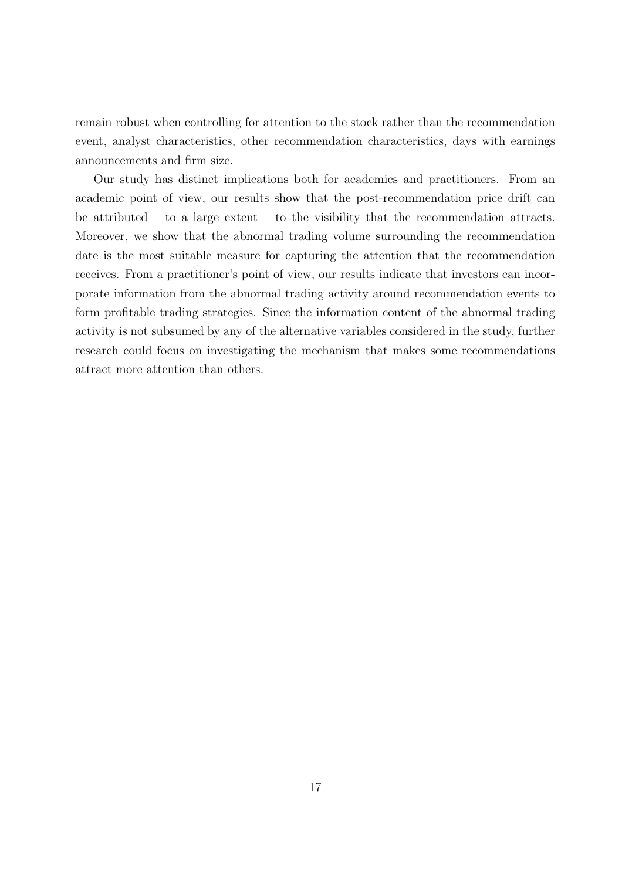remain robust when controlling for attention to the stock rather than the recommendation event, analyst characteristics, other recommendation characteristics, days with earnings announcements and firm size.

Our study has distinct implications both for academics and practitioners. From an academic point of view, our results show that the post-recommendation price drift can be attributed – to a large extent – to the visibility that the recommendation attracts. Moreover, we show that the abnormal trading volume surrounding the recommendation date is the most suitable measure for capturing the attention that the recommendation receives. From a practitioner's point of view, our results indicate that investors can incorporate information from the abnormal trading activity around recommendation events to form profitable trading strategies. Since the information content of the abnormal trading activity is not subsumed by any of the alternative variables considered in the study, further research could focus on investigating the mechanism that makes some recommendations attract more attention than others.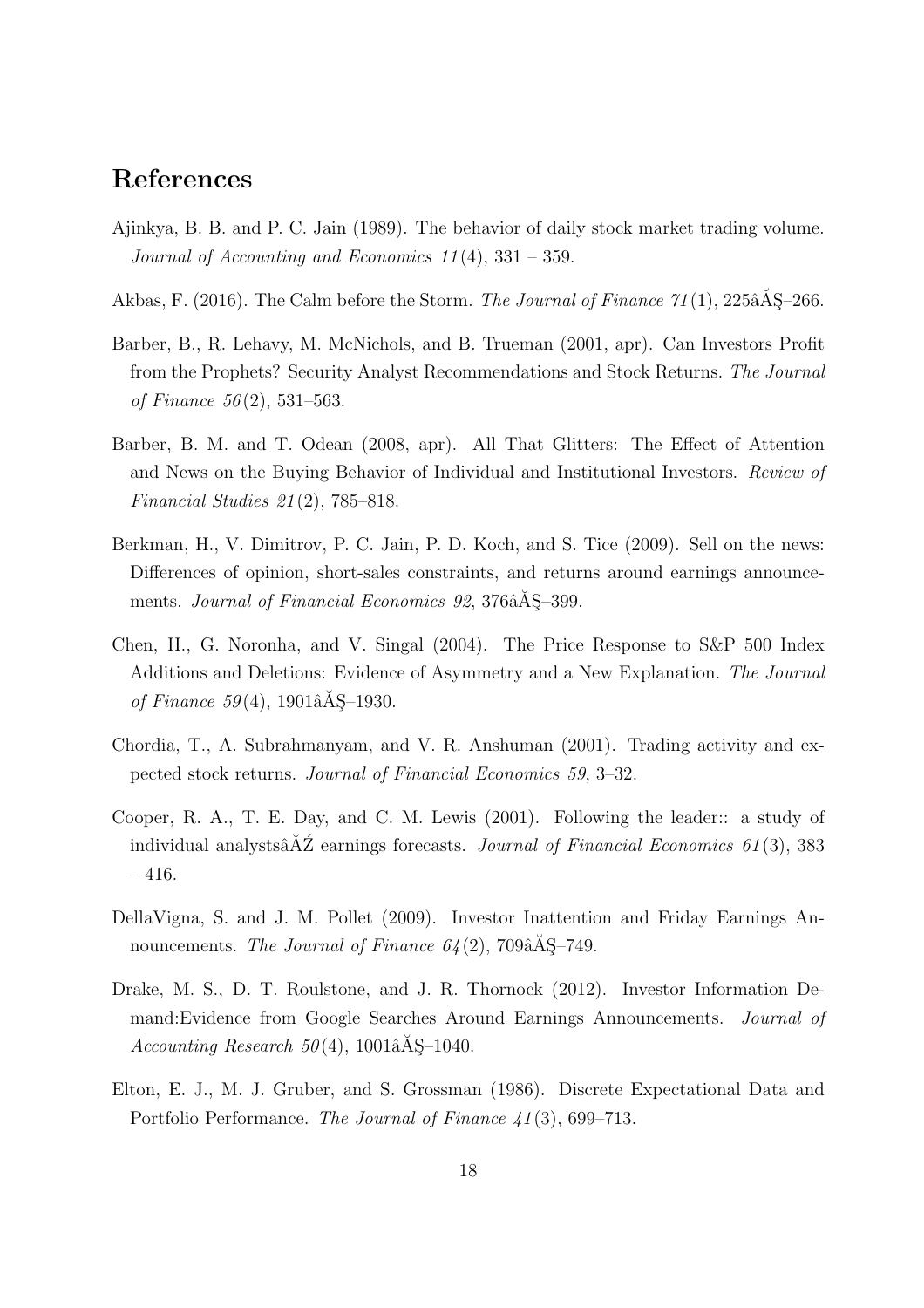## References

Ajinkya, B. B. and P. C. Jain (1989). The behavior of daily stock market trading volume. *Journal of Accounting and Economics 11*(4), 331 – 359.

Akbas, F. (2016). The Calm before the Storm. *The Journal of Finance 71*(1), 225âĂŞ–266.

Barber, B., R. Lehavy, M. McNichols, and B. Trueman (2001, apr). Can Investors Profit from the Prophets? Security Analyst Recommendations and Stock Returns. *The Journal of Finance 56*(2), 531–563.

Barber, B. M. and T. Odean (2008, apr). All That Glitters: The Effect of Attention and News on the Buying Behavior of Individual and Institutional Investors. *Review of Financial Studies 21*(2), 785–818.

Berkman, H., V. Dimitrov, P. C. Jain, P. D. Koch, and S. Tice (2009). Sell on the news: Differences of opinion, short-sales constraints, and returns around earnings announcements. *Journal of Financial Economics 92*, 376âĂŞ–399.

Chen, H., G. Noronha, and V. Singal (2004). The Price Response to S&P 500 Index Additions and Deletions: Evidence of Asymmetry and a New Explanation. *The Journal of Finance 59*(4), 1901âĂŞ–1930.

Chordia, T., A. Subrahmanyam, and V. R. Anshuman (2001). Trading activity and expected stock returns. *Journal of Financial Economics 59*, 3–32.

Cooper, R. A., T. E. Day, and C. M. Lewis (2001). Following the leader:: a study of individual analystsâĂŹ earnings forecasts. *Journal of Financial Economics 61*(3), 383 – 416.

DellaVigna, S. and J. M. Pollet (2009). Investor Inattention and Friday Earnings Announcements. *The Journal of Finance 64*(2), 709âĂŞ–749.

Drake, M. S., D. T. Roulstone, and J. R. Thornock (2012). Investor Information Demand:Evidence from Google Searches Around Earnings Announcements. *Journal of Accounting Research 50*(4), 1001âĂŞ–1040.

Elton, E. J., M. J. Gruber, and S. Grossman (1986). Discrete Expectational Data and Portfolio Performance. *The Journal of Finance 41*(3), 699–713.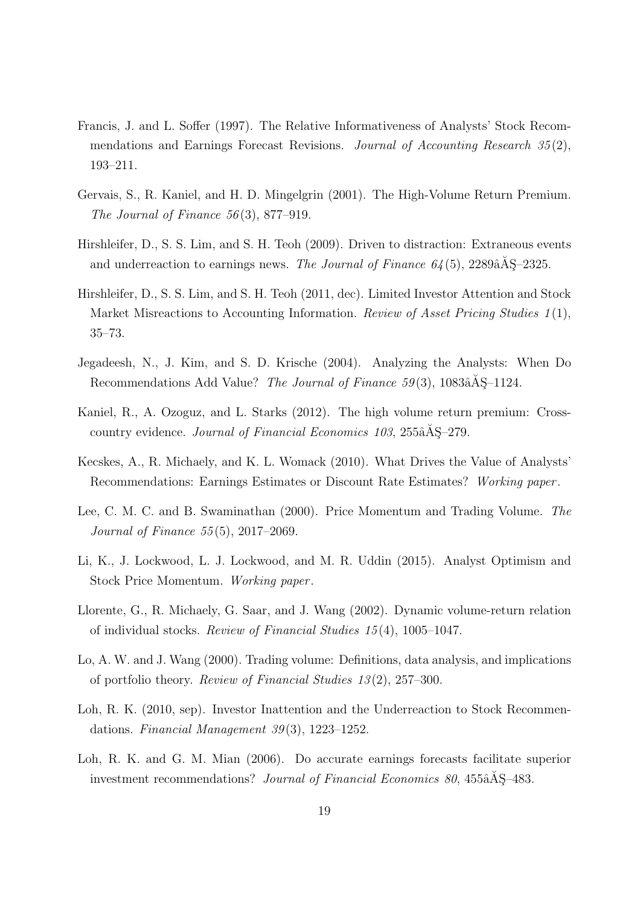Francis, J. and L. Soffer (1997). The Relative Informativeness of Analysts' Stock Recommendations and Earnings Forecast Revisions. *Journal of Accounting Research 35*(2), 193–211.

Gervais, S., R. Kaniel, and H. D. Mingelgrin (2001). The High-Volume Return Premium. *The Journal of Finance 56*(3), 877–919.

Hirshleifer, D., S. S. Lim, and S. H. Teoh (2009). Driven to distraction: Extraneous events and underreaction to earnings news. *The Journal of Finance 64*(5), 2289âĂŞ–2325.

Hirshleifer, D., S. S. Lim, and S. H. Teoh (2011, dec). Limited Investor Attention and Stock Market Misreactions to Accounting Information. *Review of Asset Pricing Studies 1*(1), 35–73.

Jegadeesh, N., J. Kim, and S. D. Krische (2004). Analyzing the Analysts: When Do Recommendations Add Value? *The Journal of Finance 59*(3), 1083âĂŞ–1124.

Kaniel, R., A. Ozoguz, and L. Starks (2012). The high volume return premium: Cross-country evidence. *Journal of Financial Economics 103*, 255âĂŞ–279.

Kecskes, A., R. Michaely, and K. L. Womack (2010). What Drives the Value of Analysts' Recommendations: Earnings Estimates or Discount Rate Estimates? *Working paper*.

Lee, C. M. C. and B. Swaminathan (2000). Price Momentum and Trading Volume. *The Journal of Finance 55*(5), 2017–2069.

Li, K., J. Lockwood, L. J. Lockwood, and M. R. Uddin (2015). Analyst Optimism and Stock Price Momentum. *Working paper*.

Llorente, G., R. Michaely, G. Saar, and J. Wang (2002). Dynamic volume-return relation of individual stocks. *Review of Financial Studies 15*(4), 1005–1047.

Lo, A. W. and J. Wang (2000). Trading volume: Definitions, data analysis, and implications of portfolio theory. *Review of Financial Studies 13*(2), 257–300.

Loh, R. K. (2010, sep). Investor Inattention and the Underreaction to Stock Recommendations. *Financial Management 39*(3), 1223–1252.

Loh, R. K. and G. M. Mian (2006). Do accurate earnings forecasts facilitate superior investment recommendations? *Journal of Financial Economics 80*, 455âĂŞ–483.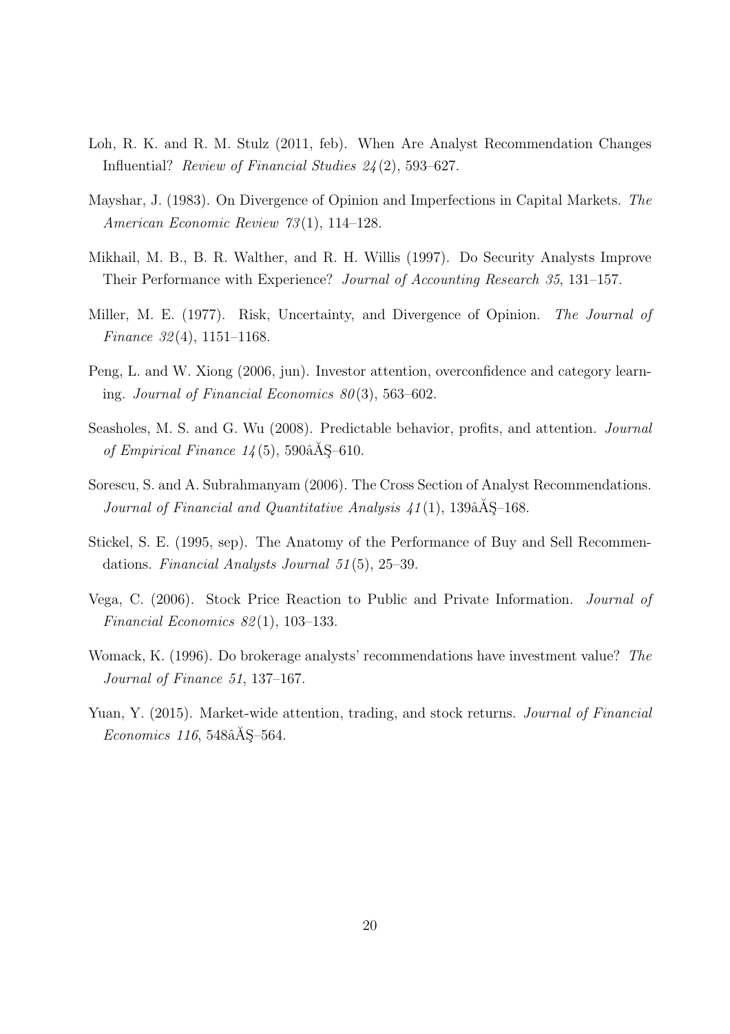Loh, R. K. and R. M. Stulz (2011, feb). When Are Analyst Recommendation Changes Influential? *Review of Financial Studies 24*(2), 593–627.

Mayshar, J. (1983). On Divergence of Opinion and Imperfections in Capital Markets. *The American Economic Review 73*(1), 114–128.

Mikhail, M. B., B. R. Walther, and R. H. Willis (1997). Do Security Analysts Improve Their Performance with Experience? *Journal of Accounting Research 35*, 131–157.

Miller, M. E. (1977). Risk, Uncertainty, and Divergence of Opinion. *The Journal of Finance 32*(4), 1151–1168.

Peng, L. and W. Xiong (2006, jun). Investor attention, overconfidence and category learning. *Journal of Financial Economics 80*(3), 563–602.

Seasholes, M. S. and G. Wu (2008). Predictable behavior, profits, and attention. *Journal of Empirical Finance 14*(5), 590âĂŞ–610.

Sorescu, S. and A. Subrahmanyam (2006). The Cross Section of Analyst Recommendations. *Journal of Financial and Quantitative Analysis 41*(1), 139âĂŞ–168.

Stickel, S. E. (1995, sep). The Anatomy of the Performance of Buy and Sell Recommendations. *Financial Analysts Journal 51*(5), 25–39.

Vega, C. (2006). Stock Price Reaction to Public and Private Information. *Journal of Financial Economics 82*(1), 103–133.

Womack, K. (1996). Do brokerage analysts' recommendations have investment value? *The Journal of Finance 51*, 137–167.

Yuan, Y. (2015). Market-wide attention, trading, and stock returns. *Journal of Financial Economics 116*, 548âĂŞ–564.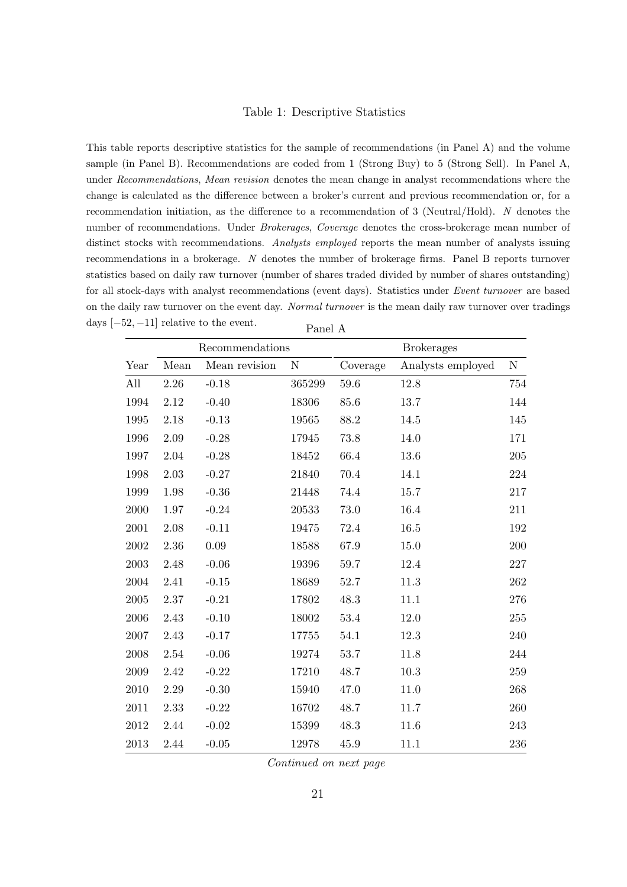Table 1: Descriptive Statistics

This table reports descriptive statistics for the sample of recommendations (in Panel A) and the volume sample (in Panel B). Recommendations are coded from 1 (Strong Buy) to 5 (Strong Sell). In Panel A, under *Recommendations*, *Mean revision* denotes the mean change in analyst recommendations where the change is calculated as the difference between a broker's current and previous recommendation or, for a recommendation initiation, as the difference to a recommendation of 3 (Neutral/Hold). *N* denotes the number of recommendations. Under *Brokerages*, *Coverage* denotes the cross-brokerage mean number of distinct stocks with recommendations. *Analysts employed* reports the mean number of analysts issuing recommendations in a brokerage. *N* denotes the number of brokerage firms. Panel B reports turnover statistics based on daily raw turnover (number of shares traded divided by number of shares outstanding) for all stock-days with analyst recommendations (event days). Statistics under *Event turnover* are based on the daily raw turnover on the event day. *Normal turnover* is the mean daily raw turnover over tradings days $[-52, -11]$ relative to the event.

Panel A

| | Recommendations | | | Brokerages | | |
|---|---|---|---|---|---|---|
| Year | Mean | Mean revision | N | Coverage | Analysts employed | N |
| All | 2.26 | -0.18 | 365299 | 59.6 | 12.8 | 754 |
| 1994 | 2.12 | -0.40 | 18306 | 85.6 | 13.7 | 144 |
| 1995 | 2.18 | -0.13 | 19565 | 88.2 | 14.5 | 145 |
| 1996 | 2.09 | -0.28 | 17945 | 73.8 | 14.0 | 171 |
| 1997 | 2.04 | -0.28 | 18452 | 66.4 | 13.6 | 205 |
| 1998 | 2.03 | -0.27 | 21840 | 70.4 | 14.1 | 224 |
| 1999 | 1.98 | -0.36 | 21448 | 74.4 | 15.7 | 217 |
| 2000 | 1.97 | -0.24 | 20533 | 73.0 | 16.4 | 211 |
| 2001 | 2.08 | -0.11 | 19475 | 72.4 | 16.5 | 192 |
| 2002 | 2.36 | 0.09 | 18588 | 67.9 | 15.0 | 200 |
| 2003 | 2.48 | -0.06 | 19396 | 59.7 | 12.4 | 227 |
| 2004 | 2.41 | -0.15 | 18689 | 52.7 | 11.3 | 262 |
| 2005 | 2.37 | -0.21 | 17802 | 48.3 | 11.1 | 276 |
| 2006 | 2.43 | -0.10 | 18002 | 53.4 | 12.0 | 255 |
| 2007 | 2.43 | -0.17 | 17755 | 54.1 | 12.3 | 240 |
| 2008 | 2.54 | -0.06 | 19274 | 53.7 | 11.8 | 244 |
| 2009 | 2.42 | -0.22 | 17210 | 48.7 | 10.3 | 259 |
| 2010 | 2.29 | -0.30 | 15940 | 47.0 | 11.0 | 268 |
| 2011 | 2.33 | -0.22 | 16702 | 48.7 | 11.7 | 260 |
| 2012 | 2.44 | -0.02 | 15399 | 48.3 | 11.6 | 243 |
| 2013 | 2.44 | -0.05 | 12978 | 45.9 | 11.1 | 236 |

*Continued on next page*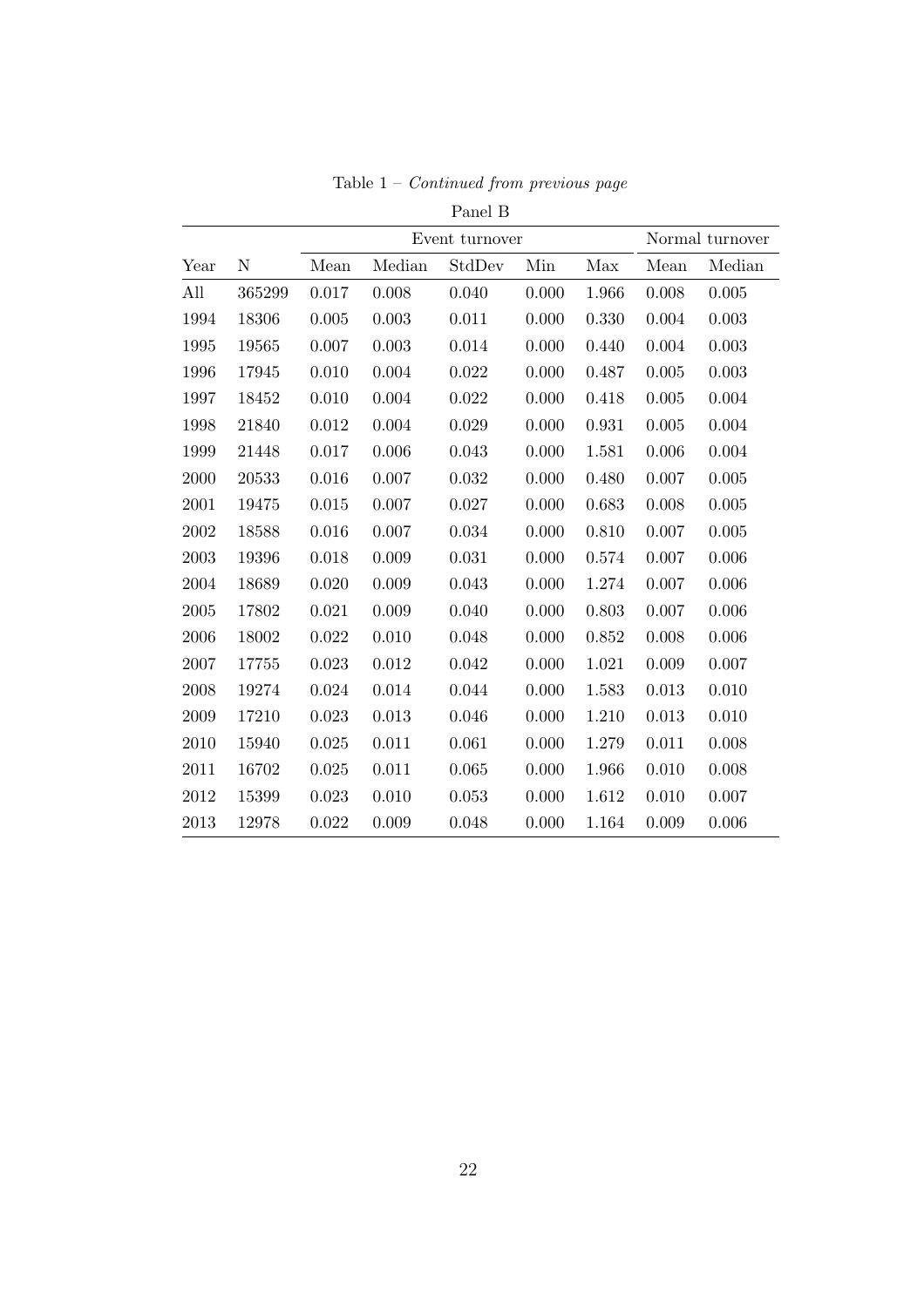Table 1 – *Continued from previous page*

Panel B

| | | Event turnover | | | | | Normal turnover | |
|---|---|---|---|---|---|---|---|---|
| Year | N | Mean | Median | StdDev | Min | Max | Mean | Median |
| All | 365299 | 0.017 | 0.008 | 0.040 | 0.000 | 1.966 | 0.008 | 0.005 |
| 1994 | 18306 | 0.005 | 0.003 | 0.011 | 0.000 | 0.330 | 0.004 | 0.003 |
| 1995 | 19565 | 0.007 | 0.003 | 0.014 | 0.000 | 0.440 | 0.004 | 0.003 |
| 1996 | 17945 | 0.010 | 0.004 | 0.022 | 0.000 | 0.487 | 0.005 | 0.003 |
| 1997 | 18452 | 0.010 | 0.004 | 0.022 | 0.000 | 0.418 | 0.005 | 0.004 |
| 1998 | 21840 | 0.012 | 0.004 | 0.029 | 0.000 | 0.931 | 0.005 | 0.004 |
| 1999 | 21448 | 0.017 | 0.006 | 0.043 | 0.000 | 1.581 | 0.006 | 0.004 |
| 2000 | 20533 | 0.016 | 0.007 | 0.032 | 0.000 | 0.480 | 0.007 | 0.005 |
| 2001 | 19475 | 0.015 | 0.007 | 0.027 | 0.000 | 0.683 | 0.008 | 0.005 |
| 2002 | 18588 | 0.016 | 0.007 | 0.034 | 0.000 | 0.810 | 0.007 | 0.005 |
| 2003 | 19396 | 0.018 | 0.009 | 0.031 | 0.000 | 0.574 | 0.007 | 0.006 |
| 2004 | 18689 | 0.020 | 0.009 | 0.043 | 0.000 | 1.274 | 0.007 | 0.006 |
| 2005 | 17802 | 0.021 | 0.009 | 0.040 | 0.000 | 0.803 | 0.007 | 0.006 |
| 2006 | 18002 | 0.022 | 0.010 | 0.048 | 0.000 | 0.852 | 0.008 | 0.006 |
| 2007 | 17755 | 0.023 | 0.012 | 0.042 | 0.000 | 1.021 | 0.009 | 0.007 |
| 2008 | 19274 | 0.024 | 0.014 | 0.044 | 0.000 | 1.583 | 0.013 | 0.010 |
| 2009 | 17210 | 0.023 | 0.013 | 0.046 | 0.000 | 1.210 | 0.013 | 0.010 |
| 2010 | 15940 | 0.025 | 0.011 | 0.061 | 0.000 | 1.279 | 0.011 | 0.008 |
| 2011 | 16702 | 0.025 | 0.011 | 0.065 | 0.000 | 1.966 | 0.010 | 0.008 |
| 2012 | 15399 | 0.023 | 0.010 | 0.053 | 0.000 | 1.612 | 0.010 | 0.007 |
| 2013 | 12978 | 0.022 | 0.009 | 0.048 | 0.000 | 1.164 | 0.009 | 0.006 |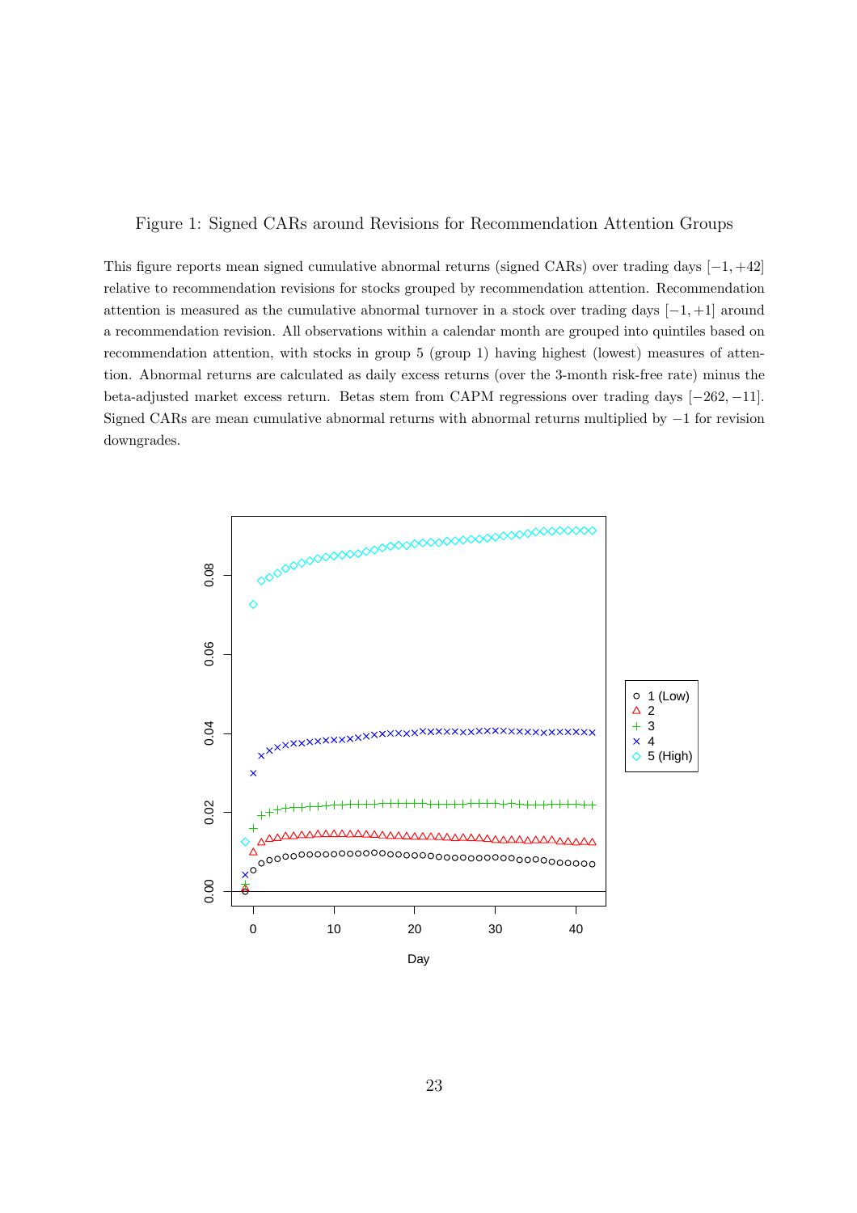Figure 1: Signed CARs around Revisions for Recommendation Attention Groups

This figure reports mean signed cumulative abnormal returns (signed CARs) over trading days $[-1, +42]$ relative to recommendation revisions for stocks grouped by recommendation attention. Recommendation attention is measured as the cumulative abnormal turnover in a stock over trading days $[-1, +1]$ around a recommendation revision. All observations within a calendar month are grouped into quintiles based on recommendation attention, with stocks in group 5 (group 1) having highest (lowest) measures of attention. Abnormal returns are calculated as daily excess returns (over the 3-month risk-free rate) minus the beta-adjusted market excess return. Betas stem from CAPM regressions over trading days $[-262, -11]$. Signed CARs are mean cumulative abnormal returns with abnormal returns multiplied by $-1$ for revision downgrades.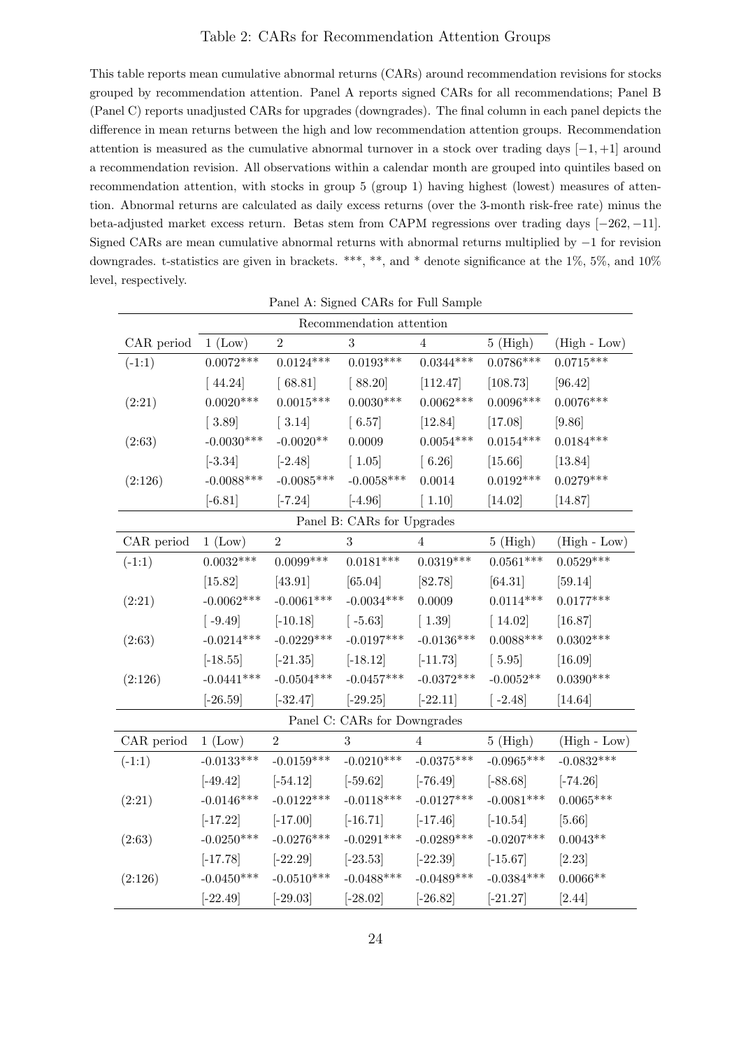Table 2: CARs for Recommendation Attention Groups

This table reports mean cumulative abnormal returns (CARs) around recommendation revisions for stocks grouped by recommendation attention. Panel A reports signed CARs for all recommendations; Panel B (Panel C) reports unadjusted CARs for upgrades (downgrades). The final column in each panel depicts the difference in mean returns between the high and low recommendation attention groups. Recommendation attention is measured as the cumulative abnormal turnover in a stock over trading days $[-1, +1]$ around a recommendation revision. All observations within a calendar month are grouped into quintiles based on recommendation attention, with stocks in group 5 (group 1) having highest (lowest) measures of attention. Abnormal returns are calculated as daily excess returns (over the 3-month risk-free rate) minus the beta-adjusted market excess return. Betas stem from CAPM regressions over trading days $[-262, -11]$. Signed CARs are mean cumulative abnormal returns with abnormal returns multiplied by $-1$ for revision downgrades. t-statistics are given in brackets. ***, **, and * denote significance at the 1%, 5%, and 10% level, respectively.

Panel A: Signed CARs for Full Sample

| | Recommendation attention | | | | | |
|---|---|---|---|---|---|---|
| CAR period | 1 (Low) | 2 | 3 | 4 | 5 (High) | (High - Low) |
| (-1:1) | 0.0072*** | 0.0124*** | 0.0193*** | 0.0344*** | 0.0786*** | 0.0715*** |
| | [ 44.24] | [ 68.81] | [ 88.20] | [112.47] | [108.73] | [96.42] |
| (2:21) | 0.0020*** | 0.0015*** | 0.0030*** | 0.0062*** | 0.0096*** | 0.0076*** |
| | [ 3.89] | [ 3.14] | [ 6.57] | [12.84] | [17.08] | [9.86] |
| (2:63) | -0.0030*** | -0.0020** | 0.0009 | 0.0054*** | 0.0154*** | 0.0184*** |
| | [-3.34] | [-2.48] | [ 1.05] | [ 6.26] | [15.66] | [13.84] |
| (2:126) | -0.0088*** | -0.0085*** | -0.0058*** | 0.0014 | 0.0192*** | 0.0279*** |
| | [-6.81] | [-7.24] | [-4.96] | [ 1.10] | [14.02] | [14.87] |

Panel B: CARs for Upgrades

| CAR period | 1 (Low) | 2 | 3 | 4 | 5 (High) | (High - Low) |
|---|---|---|---|---|---|---|
| (-1:1) | 0.0032*** | 0.0099*** | 0.0181*** | 0.0319*** | 0.0561*** | 0.0529*** |
| | [15.82] | [43.91] | [65.04] | [82.78] | [64.31] | [59.14] |
| (2:21) | -0.0062*** | -0.0061*** | -0.0034*** | 0.0009 | 0.0114*** | 0.0177*** |
| | [ -9.49] | [-10.18] | [ -5.63] | [ 1.39] | [ 14.02] | [16.87] |
| (2:63) | -0.0214*** | -0.0229*** | -0.0197*** | -0.0136*** | 0.0088*** | 0.0302*** |
| | [-18.55] | [-21.35] | [-18.12] | [-11.73] | [ 5.95] | [16.09] |
| (2:126) | -0.0441*** | -0.0504*** | -0.0457*** | -0.0372*** | -0.0052** | 0.0390*** |
| | [-26.59] | [-32.47] | [-29.25] | [-22.11] | [ -2.48] | [14.64] |

Panel C: CARs for Downgrades

| CAR period | 1 (Low) | 2 | 3 | 4 | 5 (High) | (High - Low) |
|---|---|---|---|---|---|---|
| (-1:1) | -0.0133*** | -0.0159*** | -0.0210*** | -0.0375*** | -0.0965*** | -0.0832*** |
| | [-49.42] | [-54.12] | [-59.62] | [-76.49] | [-88.68] | [-74.26] |
| (2:21) | -0.0146*** | -0.0122*** | -0.0118*** | -0.0127*** | -0.0081*** | 0.0065*** |
| | [-17.22] | [-17.00] | [-16.71] | [-17.46] | [-10.54] | [5.66] |
| (2:63) | -0.0250*** | -0.0276*** | -0.0291*** | -0.0289*** | -0.0207*** | 0.0043** |
| | [-17.78] | [-22.29] | [-23.53] | [-22.39] | [-15.67] | [2.23] |
| (2:126) | -0.0450*** | -0.0510*** | -0.0488*** | -0.0489*** | -0.0384*** | 0.0066** |
| | [-22.49] | [-29.03] | [-28.02] | [-26.82] | [-21.27] | [2.44] |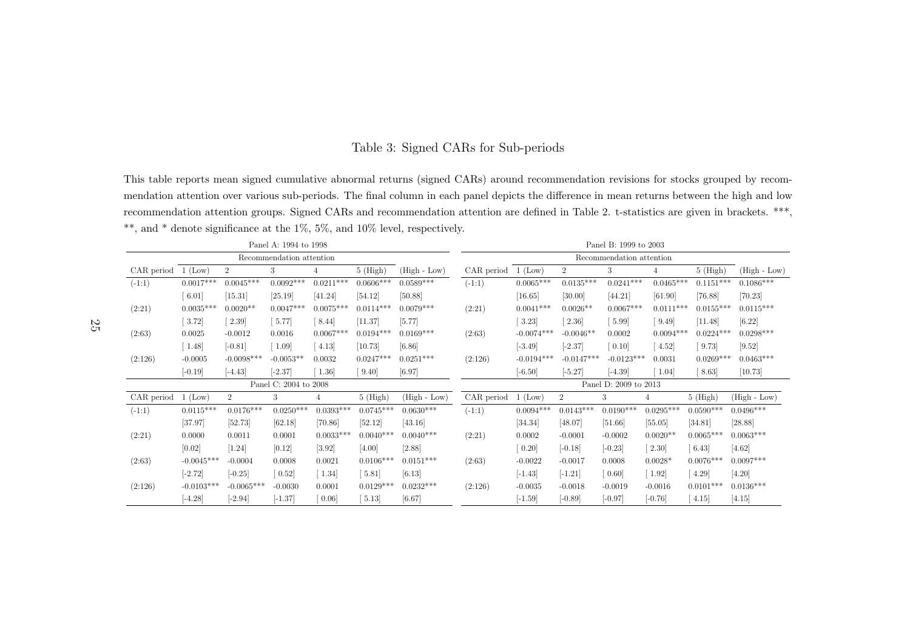# Table 3: Signed CARs for Sub-periods

This table reports mean signed cumulative abnormal returns (signed CARs) around recommendation revisions for stocks grouped by recommendation attention over various sub-periods. The final column in each panel depicts the difference in mean returns between the high and low recommendation attention groups. Signed CARs and recommendation attention are defined in Table 2. t-statistics are given in brackets. ***, **, and * denote significance at the 1%, 5%, and 10% level, respectively.

**Panel A: 1994 to 1998**

| | Recommendation attention | | | | | |
|---|---|---|---|---|---|---|
| CAR period | 1 (Low) | 2 | 3 | 4 | 5 (High) | (High - Low) |
| (-1:1) | 0.0017*** | 0.0045*** | 0.0092*** | 0.0211*** | 0.0606*** | 0.0589*** |
| | [ 6.01] | [15.31] | [25.19] | [41.24] | [54.12] | [50.88] |
| (2:21) | 0.0035*** | 0.0020** | 0.0047*** | 0.0075*** | 0.0114*** | 0.0079*** |
| | [ 3.72] | [ 2.39] | [ 5.77] | [ 8.44] | [11.37] | [5.77] |
| (2:63) | 0.0025 | -0.0012 | 0.0016 | 0.0067*** | 0.0194*** | 0.0169*** |
| | [ 1.48] | [-0.81] | [ 1.09] | [ 4.13] | [10.73] | [6.86] |
| (2:126) | -0.0005 | -0.0098*** | -0.0053** | 0.0032 | 0.0247*** | 0.0251*** |
| | [-0.19] | [-4.43] | [-2.37] | [ 1.36] | [ 9.40] | [6.97] |

**Panel B: 1999 to 2003**

| | Recommendation attention | | | | | |
|---|---|---|---|---|---|---|
| CAR period | 1 (Low) | 2 | 3 | 4 | 5 (High) | (High - Low) |
| (-1:1) | 0.0065*** | 0.0135*** | 0.0241*** | 0.0465*** | 0.1151*** | 0.1086*** |
| | [16.65] | [30.00] | [44.21] | [61.90] | [76.88] | [70.23] |
| (2:21) | 0.0041*** | 0.0026** | 0.0067*** | 0.0111*** | 0.0155*** | 0.0115*** |
| | [ 3.23] | [ 2.36] | [ 5.99] | [ 9.49] | [11.48] | [6.22] |
| (2:63) | -0.0074*** | -0.0046** | 0.0002 | 0.0094*** | 0.0224*** | 0.0298*** |
| | [-3.49] | [-2.37] | [ 0.10] | [ 4.52] | [ 9.73] | [9.52] |
| (2:126) | -0.0194*** | -0.0147*** | -0.0123*** | 0.0031 | 0.0269*** | 0.0463*** |
| | [-6.50] | [-5.27] | [-4.39] | [ 1.04] | [ 8.63] | [10.73] |

**Panel C: 2004 to 2008**

| CAR period | 1 (Low) | 2 | 3 | 4 | 5 (High) | (High - Low) |
|---|---|---|---|---|---|---|
| (-1:1) | 0.0115*** | 0.0176*** | 0.0250*** | 0.0393*** | 0.0745*** | 0.0630*** |
| | [37.97] | [52.73] | [62.18] | [70.86] | [52.12] | [43.16] |
| (2:21) | 0.0000 | 0.0011 | 0.0001 | 0.0033*** | 0.0040*** | 0.0040*** |
| | [0.02] | [1.24] | [0.12] | [3.92] | [4.00] | [2.88] |
| (2:63) | -0.0045*** | -0.0004 | 0.0008 | 0.0021 | 0.0106*** | 0.0151*** |
| | [-2.72] | [-0.25] | [ 0.52] | [ 1.34] | [ 5.81] | [6.13] |
| (2:126) | -0.0103*** | -0.0065*** | -0.0030 | 0.0001 | 0.0129*** | 0.0232*** |
| | [-4.28] | [-2.94] | [-1.37] | [ 0.06] | [ 5.13] | [6.67] |

**Panel D: 2009 to 2013**

| CAR period | 1 (Low) | 2 | 3 | 4 | 5 (High) | (High - Low) |
|---|---|---|---|---|---|---|
| (-1:1) | 0.0094*** | 0.0143*** | 0.0190*** | 0.0295*** | 0.0590*** | 0.0496*** |
| | [34.34] | [48.07] | [51.66] | [55.05] | [34.81] | [28.88] |
| (2:21) | 0.0002 | -0.0001 | -0.0002 | 0.0020** | 0.0065*** | 0.0063*** |
| | [ 0.20] | [-0.18] | [-0.23] | [ 2.30] | [ 6.43] | [4.62] |
| (2:63) | -0.0022 | -0.0017 | 0.0008 | 0.0028* | 0.0076*** | 0.0097*** |
| | [-1.43] | [-1.21] | [ 0.60] | [ 1.92] | [ 4.29] | [4.20] |
| (2:126) | -0.0035 | -0.0018 | -0.0019 | -0.0016 | 0.0101*** | 0.0136*** |
| | [-1.59] | [-0.89] | [-0.97] | [-0.76] | [ 4.15] | [4.15] |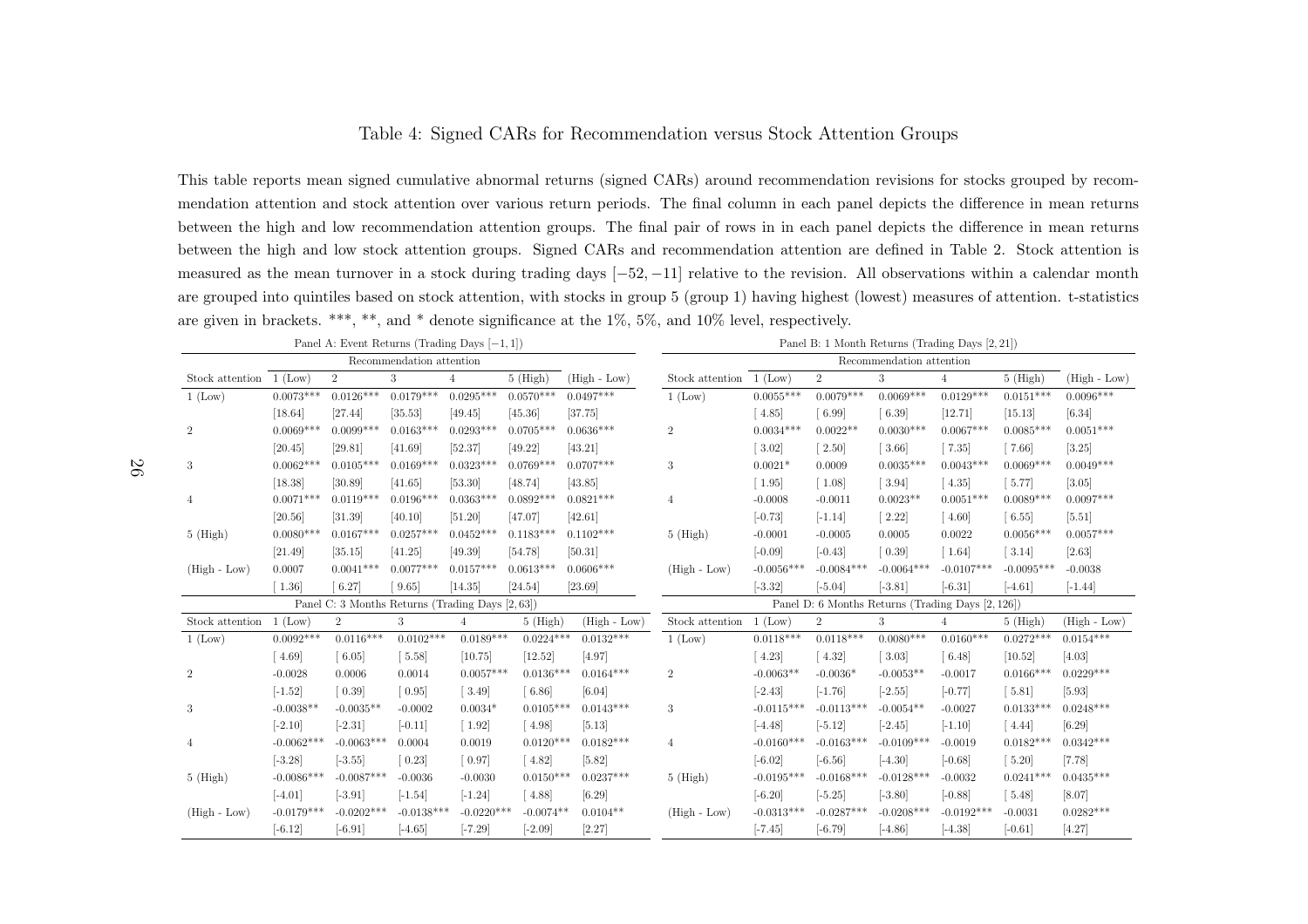# Table 4: Signed CARs for Recommendation versus Stock Attention Groups

This table reports mean signed cumulative abnormal returns (signed CARs) around recommendation revisions for stocks grouped by recommendation attention and stock attention over various return periods. The final column in each panel depicts the difference in mean returns between the high and low recommendation attention groups. The final pair of rows in in each panel depicts the difference in mean returns between the high and low stock attention groups. Signed CARs and recommendation attention are defined in Table 2. Stock attention is measured as the mean turnover in a stock during trading days $[-52, -11]$ relative to the revision. All observations within a calendar month are grouped into quintiles based on stock attention, with stocks in group 5 (group 1) having highest (lowest) measures of attention. t-statistics are given in brackets. ***, **, and * denote significance at the 1%, 5%, and 10% level, respectively.

Panel A: Event Returns (Trading Days $[-1, 1]$)

| | Recommendation attention | | | | | |
|---|---|---|---|---|---|---|
| Stock attention | 1 (Low) | 2 | 3 | 4 | 5 (High) | (High - Low) |
| 1 (Low) | 0.0073*** | 0.0126*** | 0.0179*** | 0.0295*** | 0.0570*** | 0.0497*** |
| | [18.64] | [27.44] | [35.53] | [49.45] | [45.36] | [37.75] |
| 2 | 0.0069*** | 0.0099*** | 0.0163*** | 0.0293*** | 0.0705*** | 0.0636*** |
| | [20.45] | [29.81] | [41.69] | [52.37] | [49.22] | [43.21] |
| 3 | 0.0062*** | 0.0105*** | 0.0169*** | 0.0323*** | 0.0769*** | 0.0707*** |
| | [18.38] | [30.89] | [41.65] | [53.30] | [48.74] | [43.85] |
| 4 | 0.0071*** | 0.0119*** | 0.0196*** | 0.0363*** | 0.0892*** | 0.0821*** |
| | [20.56] | [31.39] | [40.10] | [51.20] | [47.07] | [42.61] |
| 5 (High) | 0.0080*** | 0.0167*** | 0.0257*** | 0.0452*** | 0.1183*** | 0.1102*** |
| | [21.49] | [35.15] | [41.25] | [49.39] | [54.78] | [50.31] |
| (High - Low) | 0.0007 | 0.0041*** | 0.0077*** | 0.0157*** | 0.0613*** | 0.0606*** |
| | [ 1.36] | [ 6.27] | [ 9.65] | [14.35] | [24.54] | [23.69] |

Panel B: 1 Month Returns (Trading Days $[2, 21]$)

| | Recommendation attention | | | | | |
|---|---|---|---|---|---|---|
| Stock attention | 1 (Low) | 2 | 3 | 4 | 5 (High) | (High - Low) |
| 1 (Low) | 0.0055*** | 0.0079*** | 0.0069*** | 0.0129*** | 0.0151*** | 0.0096*** |
| | [ 4.85] | [ 6.99] | [ 6.39] | [12.71] | [15.13] | [6.34] |
| 2 | 0.0034*** | 0.0022** | 0.0030*** | 0.0067*** | 0.0085*** | 0.0051*** |
| | [ 3.02] | [ 2.50] | [ 3.66] | [ 7.35] | [ 7.66] | [3.25] |
| 3 | 0.0021* | 0.0009 | 0.0035*** | 0.0043*** | 0.0069*** | 0.0049*** |
| | [ 1.95] | [ 1.08] | [ 3.94] | [ 4.35] | [ 5.77] | [3.05] |
| 4 | -0.0008 | -0.0011 | 0.0023** | 0.0051*** | 0.0089*** | 0.0097*** |
| | [-0.73] | [-1.14] | [ 2.22] | [ 4.60] | [ 6.55] | [5.51] |
| 5 (High) | -0.0001 | -0.0005 | 0.0005 | 0.0022 | 0.0056*** | 0.0057*** |
| | [-0.09] | [-0.43] | [ 0.39] | [ 1.64] | [ 3.14] | [2.63] |
| (High - Low) | -0.0056*** | -0.0084*** | -0.0064*** | -0.0107*** | -0.0095*** | -0.0038 |
| | [-3.32] | [-5.04] | [-3.81] | [-6.31] | [-4.61] | [-1.44] |

Panel C: 3 Months Returns (Trading Days $[2, 63]$)

| Stock attention | 1 (Low) | 2 | 3 | 4 | 5 (High) | (High - Low) |
|---|---|---|---|---|---|---|
| 1 (Low) | 0.0092*** | 0.0116*** | 0.0102*** | 0.0189*** | 0.0224*** | 0.0132*** |
| | [ 4.69] | [ 6.05] | [ 5.58] | [10.75] | [12.52] | [4.97] |
| 2 | -0.0028 | 0.0006 | 0.0014 | 0.0057*** | 0.0136*** | 0.0164*** |
| | [-1.52] | [ 0.39] | [ 0.95] | [ 3.49] | [ 6.86] | [6.04] |
| 3 | -0.0038** | -0.0035** | -0.0002 | 0.0034* | 0.0105*** | 0.0143*** |
| | [-2.10] | [-2.31] | [-0.11] | [ 1.92] | [ 4.98] | [5.13] |
| 4 | -0.0062*** | -0.0063*** | 0.0004 | 0.0019 | 0.0120*** | 0.0182*** |
| | [-3.28] | [-3.55] | [ 0.23] | [ 0.97] | [ 4.82] | [5.82] |
| 5 (High) | -0.0086*** | -0.0087*** | -0.0036 | -0.0030 | 0.0150*** | 0.0237*** |
| | [-4.01] | [-3.91] | [-1.54] | [-1.24] | [ 4.88] | [6.29] |
| (High - Low) | -0.0179*** | -0.0202*** | -0.0138*** | -0.0220*** | -0.0074** | 0.0104** |
| | [-6.12] | [-6.91] | [-4.65] | [-7.29] | [-2.09] | [2.27] |

Panel D: 6 Months Returns (Trading Days $[2, 126]$)

| Stock attention | 1 (Low) | 2 | 3 | 4 | 5 (High) | (High - Low) |
|---|---|---|---|---|---|---|
| 1 (Low) | 0.0118*** | 0.0118*** | 0.0080*** | 0.0160*** | 0.0272*** | 0.0154*** |
| | [ 4.23] | [ 4.32] | [ 3.03] | [ 6.48] | [10.52] | [4.03] |
| 2 | -0.0063** | -0.0036* | -0.0053** | -0.0017 | 0.0166*** | 0.0229*** |
| | [-2.43] | [-1.76] | [-2.55] | [-0.77] | [ 5.81] | [5.93] |
| 3 | -0.0115*** | -0.0113*** | -0.0054** | -0.0027 | 0.0133*** | 0.0248*** |
| | [-4.48] | [-5.12] | [-2.45] | [-1.10] | [ 4.44] | [6.29] |
| 4 | -0.0160*** | -0.0163*** | -0.0109*** | -0.0019 | 0.0182*** | 0.0342*** |
| | [-6.02] | [-6.56] | [-4.30] | [-0.68] | [ 5.20] | [7.78] |
| 5 (High) | -0.0195*** | -0.0168*** | -0.0128*** | -0.0032 | 0.0241*** | 0.0435*** |
| | [-6.20] | [-5.25] | [-3.80] | [-0.88] | [ 5.48] | [8.07] |
| (High - Low) | -0.0313*** | -0.0287*** | -0.0208*** | -0.0192*** | -0.0031 | 0.0282*** |
| | [-7.45] | [-6.79] | [-4.86] | [-4.38] | [-0.61] | [4.27] |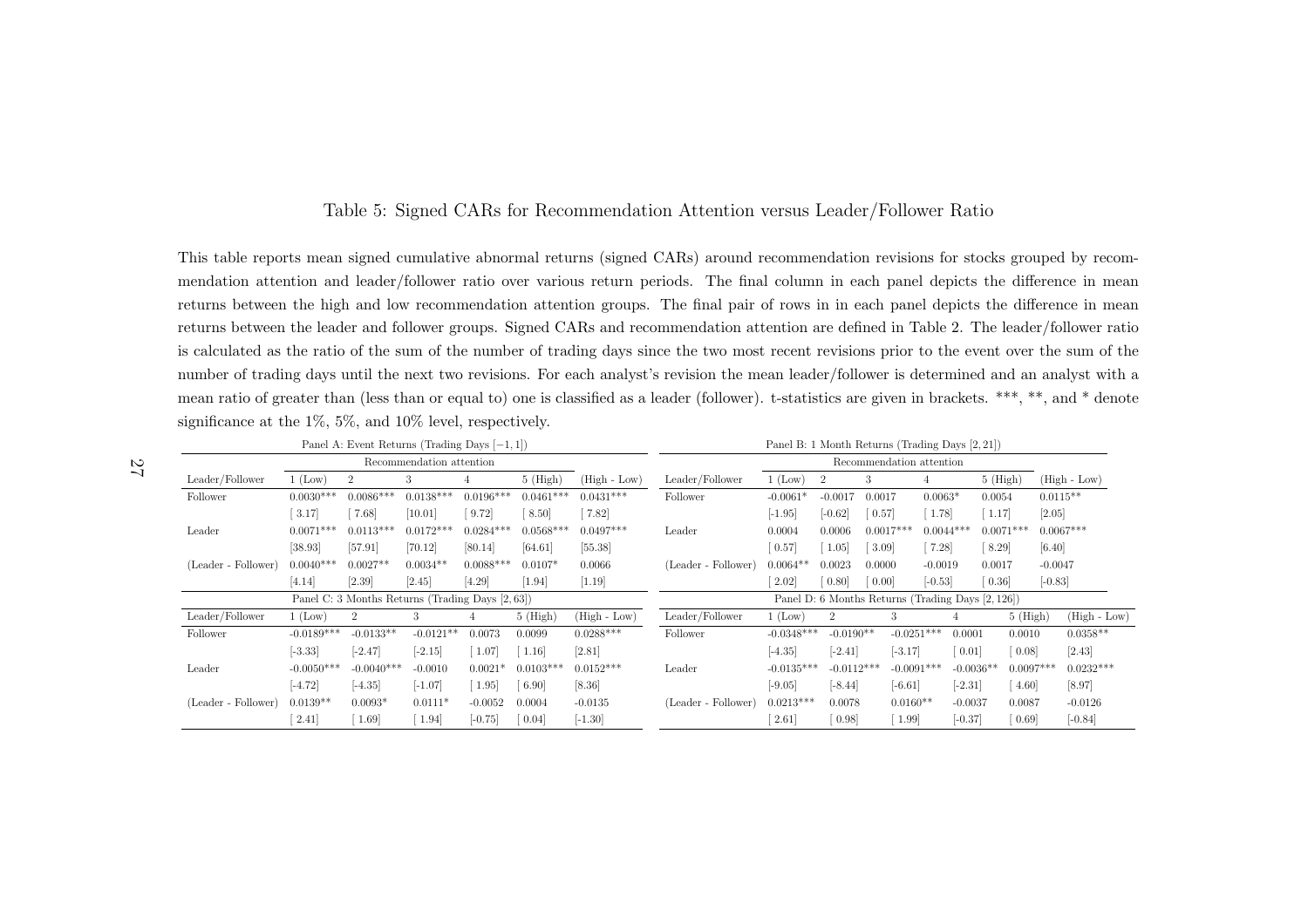Table 5: Signed CARs for Recommendation Attention versus Leader/Follower Ratio

This table reports mean signed cumulative abnormal returns (signed CARs) around recommendation revisions for stocks grouped by recommendation attention and leader/follower ratio over various return periods. The final column in each panel depicts the difference in mean returns between the high and low recommendation attention groups. The final pair of rows in in each panel depicts the difference in mean returns between the leader and follower groups. Signed CARs and recommendation attention are defined in Table 2. The leader/follower ratio is calculated as the ratio of the sum of the number of trading days since the two most recent revisions prior to the event over the sum of the number of trading days until the next two revisions. For each analyst's revision the mean leader/follower is determined and an analyst with a mean ratio of greater than (less than or equal to) one is classified as a leader (follower). t-statistics are given in brackets. ***, **, and * denote significance at the 1%, 5%, and 10% level, respectively.

Panel A: Event Returns (Trading Days $[-1, 1]$)

| | Recommendation attention | | | | | |
|---|---|---|---|---|---|---|
| Leader/Follower | 1 (Low) | 2 | 3 | 4 | 5 (High) | (High - Low) |
| Follower | 0.0030*** | 0.0086*** | 0.0138*** | 0.0196*** | 0.0461*** | 0.0431*** |
| | [ 3.17] | [ 7.68] | [10.01] | [ 9.72] | [ 8.50] | [ 7.82] |
| Leader | 0.0071*** | 0.0113*** | 0.0172*** | 0.0284*** | 0.0568*** | 0.0497*** |
| | [38.93] | [57.91] | [70.12] | [80.14] | [64.61] | [55.38] |
| (Leader - Follower) | 0.0040*** | 0.0027** | 0.0034** | 0.0088*** | 0.0107* | 0.0066 |
| | [4.14] | [2.39] | [2.45] | [4.29] | [1.94] | [1.19] |

Panel B: 1 Month Returns (Trading Days $[2, 21]$)

| | Recommendation attention | | | | | |
|---|---|---|---|---|---|---|
| Leader/Follower | 1 (Low) | 2 | 3 | 4 | 5 (High) | (High - Low) |
| Follower | -0.0061* | -0.0017 | 0.0017 | 0.0063* | 0.0054 | 0.0115** |
| | [-1.95] | [-0.62] | [ 0.57] | [ 1.78] | [ 1.17] | [2.05] |
| Leader | 0.0004 | 0.0006 | 0.0017*** | 0.0044*** | 0.0071*** | 0.0067*** |
| | [ 0.57] | [ 1.05] | [ 3.09] | [ 7.28] | [ 8.29] | [6.40] |
| (Leader - Follower) | 0.0064** | 0.0023 | 0.0000 | -0.0019 | 0.0017 | -0.0047 |
| | [ 2.02] | [ 0.80] | [ 0.00] | [-0.53] | [ 0.36] | [-0.83] |

Panel C: 3 Months Returns (Trading Days $[2, 63]$)

| Leader/Follower | 1 (Low) | 2 | 3 | 4 | 5 (High) | (High - Low) |
|---|---|---|---|---|---|---|
| Follower | -0.0189*** | -0.0133** | -0.0121** | 0.0073 | 0.0099 | 0.0288*** |
| | [-3.33] | [-2.47] | [-2.15] | [ 1.07] | [ 1.16] | [2.81] |
| Leader | -0.0050*** | -0.0040*** | -0.0010 | 0.0021* | 0.0103*** | 0.0152*** |
| | [-4.72] | [-4.35] | [-1.07] | [ 1.95] | [ 6.90] | [8.36] |
| (Leader - Follower) | 0.0139** | 0.0093* | 0.0111* | -0.0052 | 0.0004 | -0.0135 |
| | [ 2.41] | [ 1.69] | [ 1.94] | [-0.75] | [ 0.04] | [-1.30] |

Panel D: 6 Months Returns (Trading Days $[2, 126]$)

| Leader/Follower | 1 (Low) | 2 | 3 | 4 | 5 (High) | (High - Low) |
|---|---|---|---|---|---|---|
| Follower | -0.0348*** | -0.0190** | -0.0251*** | 0.0001 | 0.0010 | 0.0358** |
| | [-4.35] | [-2.41] | [-3.17] | [ 0.01] | [ 0.08] | [2.43] |
| Leader | -0.0135*** | -0.0112*** | -0.0091*** | -0.0036** | 0.0097*** | 0.0232*** |
| | [-9.05] | [-8.44] | [-6.61] | [-2.31] | [ 4.60] | [8.97] |
| (Leader - Follower) | 0.0213*** | 0.0078 | 0.0160** | -0.0037 | 0.0087 | -0.0126 |
| | [ 2.61] | [ 0.98] | [ 1.99] | [-0.37] | [ 0.69] | [-0.84] |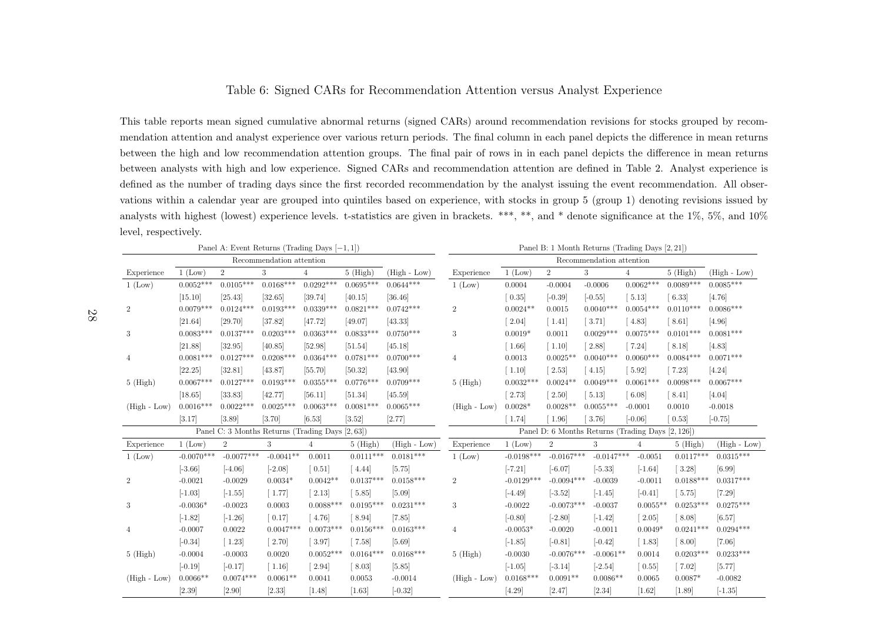# Table 6: Signed CARs for Recommendation Attention versus Analyst Experience

This table reports mean signed cumulative abnormal returns (signed CARs) around recommendation revisions for stocks grouped by recommendation attention and analyst experience over various return periods. The final column in each panel depicts the difference in mean returns between the high and low recommendation attention groups. The final pair of rows in in each panel depicts the difference in mean returns between analysts with high and low experience. Signed CARs and recommendation attention are defined in Table 2. Analyst experience is defined as the number of trading days since the first recorded recommendation by the analyst issuing the event recommendation. All observations within a calendar year are grouped into quintiles based on experience, with stocks in group 5 (group 1) denoting revisions issued by analysts with highest (lowest) experience levels. t-statistics are given in brackets. \*\*\*, \*\*, and \* denote significance at the 1%, 5%, and 10% level, respectively.

Panel A: Event Returns (Trading Days $[-1, 1]$)

| | Recommendation attention | | | | | |
|---|---|---|---|---|---|---|
| Experience | 1 (Low) | 2 | 3 | 4 | 5 (High) | (High - Low) |
| 1 (Low) | 0.0052*** | 0.0105*** | 0.0168*** | 0.0292*** | 0.0695*** | 0.0644*** |
| | [15.10] | [25.43] | [32.65] | [39.74] | [40.15] | [36.46] |
| 2 | 0.0079*** | 0.0124*** | 0.0193*** | 0.0339*** | 0.0821*** | 0.0742*** |
| | [21.64] | [29.70] | [37.82] | [47.72] | [49.07] | [43.33] |
| 3 | 0.0083*** | 0.0137*** | 0.0203*** | 0.0363*** | 0.0833*** | 0.0750*** |
| | [21.88] | [32.95] | [40.85] | [52.98] | [51.54] | [45.18] |
| 4 | 0.0081*** | 0.0127*** | 0.0208*** | 0.0364*** | 0.0781*** | 0.0700*** |
| | [22.25] | [32.81] | [43.87] | [55.70] | [50.32] | [43.90] |
| 5 (High) | 0.0067*** | 0.0127*** | 0.0193*** | 0.0355*** | 0.0776*** | 0.0709*** |
| | [18.65] | [33.83] | [42.77] | [56.11] | [51.34] | [45.59] |
| (High - Low) | 0.0016*** | 0.0022*** | 0.0025*** | 0.0063*** | 0.0081*** | 0.0065*** |
| | [3.17] | [3.89] | [3.70] | [6.53] | [3.52] | [2.77] |

Panel B: 1 Month Returns (Trading Days $[2, 21]$)

| | Recommendation attention | | | | | |
|---|---|---|---|---|---|---|
| Experience | 1 (Low) | 2 | 3 | 4 | 5 (High) | (High - Low) |
| 1 (Low) | 0.0004 | -0.0004 | -0.0006 | 0.0062*** | 0.0089*** | 0.0085*** |
| | [ 0.35] | [-0.39] | [-0.55] | [ 5.13] | [ 6.33] | [4.76] |
| 2 | 0.0024** | 0.0015 | 0.0040*** | 0.0054*** | 0.0110*** | 0.0086*** |
| | [ 2.04] | [ 1.41] | [ 3.71] | [ 4.83] | [ 8.61] | [4.96] |
| 3 | 0.0019* | 0.0011 | 0.0029*** | 0.0075*** | 0.0101*** | 0.0081*** |
| | [ 1.66] | [ 1.10] | [ 2.88] | [ 7.24] | [ 8.18] | [4.83] |
| 4 | 0.0013 | 0.0025** | 0.0040*** | 0.0060*** | 0.0084*** | 0.0071*** |
| | [ 1.10] | [ 2.53] | [ 4.15] | [ 5.92] | [ 7.23] | [4.24] |
| 5 (High) | 0.0032*** | 0.0024** | 0.0049*** | 0.0061*** | 0.0098*** | 0.0067*** |
| | [ 2.73] | [ 2.50] | [ 5.13] | [ 6.08] | [ 8.41] | [4.04] |
| (High - Low) | 0.0028* | 0.0028** | 0.0055*** | -0.0001 | 0.0010 | -0.0018 |
| | [ 1.74] | [ 1.96] | [ 3.76] | [-0.06] | [ 0.53] | [-0.75] |

Panel C: 3 Months Returns (Trading Days $[2, 63]$)

| Experience | 1 (Low) | 2 | 3 | 4 | 5 (High) | (High - Low) |
|---|---|---|---|---|---|---|
| 1 (Low) | -0.0070*** | -0.0077*** | -0.0041** | 0.0011 | 0.0111*** | 0.0181*** |
| | [-3.66] | [-4.06] | [-2.08] | [ 0.51] | [ 4.44] | [5.75] |
| 2 | -0.0021 | -0.0029 | 0.0034* | 0.0042** | 0.0137*** | 0.0158*** |
| | [-1.03] | [-1.55] | [ 1.77] | [ 2.13] | [ 5.85] | [5.09] |
| 3 | -0.0036* | -0.0023 | 0.0003 | 0.0088*** | 0.0195*** | 0.0231*** |
| | [-1.82] | [-1.26] | [ 0.17] | [ 4.76] | [ 8.94] | [7.85] |
| 4 | -0.0007 | 0.0022 | 0.0047*** | 0.0073*** | 0.0156*** | 0.0163*** |
| | [-0.34] | [ 1.23] | [ 2.70] | [ 3.97] | [ 7.58] | [5.69] |
| 5 (High) | -0.0004 | -0.0003 | 0.0020 | 0.0052*** | 0.0164*** | 0.0168*** |
| | [-0.19] | [-0.17] | [ 1.16] | [ 2.94] | [ 8.03] | [5.85] |
| (High - Low) | 0.0066** | 0.0074*** | 0.0061** | 0.0041 | 0.0053 | -0.0014 |
| | [2.39] | [2.90] | [2.33] | [1.48] | [1.63] | [-0.32] |

Panel D: 6 Months Returns (Trading Days $[2, 126]$)

| Experience | 1 (Low) | 2 | 3 | 4 | 5 (High) | (High - Low) |
|---|---|---|---|---|---|---|
| 1 (Low) | -0.0198*** | -0.0167*** | -0.0147*** | -0.0051 | 0.0117*** | 0.0315*** |
| | [-7.21] | [-6.07] | [-5.33] | [-1.64] | [ 3.28] | [6.99] |
| 2 | -0.0129*** | -0.0094*** | -0.0039 | -0.0011 | 0.0188*** | 0.0317*** |
| | [-4.49] | [-3.52] | [-1.45] | [-0.41] | [ 5.75] | [7.29] |
| 3 | -0.0022 | -0.0073*** | -0.0037 | 0.0055** | 0.0253*** | 0.0275*** |
| | [-0.80] | [-2.80] | [-1.42] | [ 2.05] | [ 8.08] | [6.57] |
| 4 | -0.0053* | -0.0020 | -0.0011 | 0.0049* | 0.0241*** | 0.0294*** |
| | [-1.85] | [-0.81] | [-0.42] | [ 1.83] | [ 8.00] | [7.06] |
| 5 (High) | -0.0030 | -0.0076*** | -0.0061** | 0.0014 | 0.0203*** | 0.0233*** |
| | [-1.05] | [-3.14] | [-2.54] | [ 0.55] | [ 7.02] | [5.77] |
| (High - Low) | 0.0168*** | 0.0091** | 0.0086** | 0.0065 | 0.0087* | -0.0082 |
| | [4.29] | [2.47] | [2.34] | [1.62] | [1.89] | [-1.35] |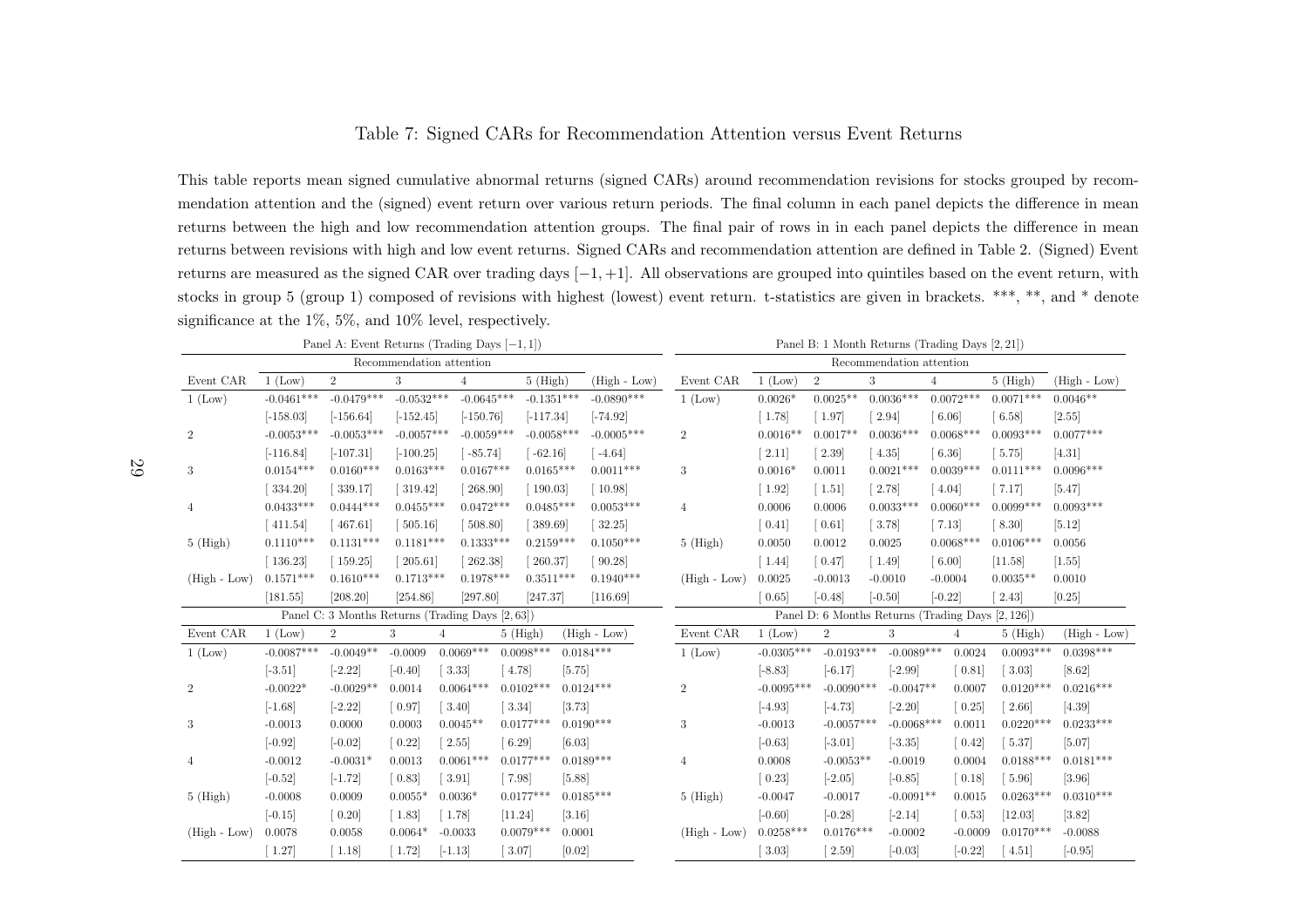# Table 7: Signed CARs for Recommendation Attention versus Event Returns

This table reports mean signed cumulative abnormal returns (signed CARs) around recommendation revisions for stocks grouped by recommendation attention and the (signed) event return over various return periods. The final column in each panel depicts the difference in mean returns between the high and low recommendation attention groups. The final pair of rows in in each panel depicts the difference in mean returns between revisions with high and low event returns. Signed CARs and recommendation attention are defined in Table 2. (Signed) Event returns are measured as the signed CAR over trading days $[-1, +1]$. All observations are grouped into quintiles based on the event return, with stocks in group 5 (group 1) composed of revisions with highest (lowest) event return. t-statistics are given in brackets. ***, **, and * denote significance at the 1%, 5%, and 10% level, respectively.

**Panel A: Event Returns (Trading Days $[-1, 1]$)**

| | Recommendation attention | | | | | |
|---|---|---|---|---|---|---|
| Event CAR | 1 (Low) | 2 | 3 | 4 | 5 (High) | (High - Low) |
| 1 (Low) | -0.0461*** | -0.0479*** | -0.0532*** | -0.0645*** | -0.1351*** | -0.0890*** |
| | [-158.03] | [-156.64] | [-152.45] | [-150.76] | [-117.34] | [-74.92] |
| 2 | -0.0053*** | -0.0053*** | -0.0057*** | -0.0059*** | -0.0058*** | -0.0005*** |
| | [-116.84] | [-107.31] | [-100.25] | [ -85.74] | [ -62.16] | [ -4.64] |
| 3 | 0.0154*** | 0.0160*** | 0.0163*** | 0.0167*** | 0.0165*** | 0.0011*** |
| | [ 334.20] | [ 339.17] | [ 319.42] | [ 268.90] | [ 190.03] | [ 10.98] |
| 4 | 0.0433*** | 0.0444*** | 0.0455*** | 0.0472*** | 0.0485*** | 0.0053*** |
| | [ 411.54] | [ 467.61] | [ 505.16] | [ 508.80] | [ 389.69] | [ 32.25] |
| 5 (High) | 0.1110*** | 0.1131*** | 0.1181*** | 0.1333*** | 0.2159*** | 0.1050*** |
| | [ 136.23] | [ 159.25] | [ 205.61] | [ 262.38] | [ 260.37] | [ 90.28] |
| (High - Low) | 0.1571*** | 0.1610*** | 0.1713*** | 0.1978*** | 0.3511*** | 0.1940*** |
| | [181.55] | [208.20] | [254.86] | [297.80] | [247.37] | [116.69] |

**Panel B: 1 Month Returns (Trading Days $[2, 21]$)**

| | Recommendation attention | | | | | |
|---|---|---|---|---|---|---|
| Event CAR | 1 (Low) | 2 | 3 | 4 | 5 (High) | (High - Low) |
| 1 (Low) | 0.0026* | 0.0025** | 0.0036*** | 0.0072*** | 0.0071*** | 0.0046** |
| | [ 1.78] | [ 1.97] | [ 2.94] | [ 6.06] | [ 6.58] | [2.55] |
| 2 | 0.0016** | 0.0017** | 0.0036*** | 0.0068*** | 0.0093*** | 0.0077*** |
| | [ 2.11] | [ 2.39] | [ 4.35] | [ 6.36] | [ 5.75] | [4.31] |
| 3 | 0.0016* | 0.0011 | 0.0021*** | 0.0039*** | 0.0111*** | 0.0096*** |
| | [ 1.92] | [ 1.51] | [ 2.78] | [ 4.04] | [ 7.17] | [5.47] |
| 4 | 0.0006 | 0.0006 | 0.0033*** | 0.0060*** | 0.0099*** | 0.0093*** |
| | [ 0.41] | [ 0.61] | [ 3.78] | [ 7.13] | [ 8.30] | [5.12] |
| 5 (High) | 0.0050 | 0.0012 | 0.0025 | 0.0068*** | 0.0106*** | 0.0056 |
| | [ 1.44] | [ 0.47] | [ 1.49] | [ 6.00] | [11.58] | [1.55] |
| (High - Low) | 0.0025 | -0.0013 | -0.0010 | -0.0004 | 0.0035** | 0.0010 |
| | [ 0.65] | [-0.48] | [-0.50] | [-0.22] | [ 2.43] | [0.25] |

**Panel C: 3 Months Returns (Trading Days $[2, 63]$)**

| Event CAR | 1 (Low) | 2 | 3 | 4 | 5 (High) | (High - Low) |
|---|---|---|---|---|---|---|
| 1 (Low) | -0.0087*** | -0.0049** | -0.0009 | 0.0069*** | 0.0098*** | 0.0184*** |
| | [-3.51] | [-2.22] | [-0.40] | [ 3.33] | [ 4.78] | [5.75] |
| 2 | -0.0022* | -0.0029** | 0.0014 | 0.0064*** | 0.0102*** | 0.0124*** |
| | [-1.68] | [-2.22] | [ 0.97] | [ 3.40] | [ 3.34] | [3.73] |
| 3 | -0.0013 | 0.0000 | 0.0003 | 0.0045** | 0.0177*** | 0.0190*** |
| | [-0.92] | [-0.02] | [ 0.22] | [ 2.55] | [ 6.29] | [6.03] |
| 4 | -0.0012 | -0.0031* | 0.0013 | 0.0061*** | 0.0177*** | 0.0189*** |
| | [-0.52] | [-1.72] | [ 0.83] | [ 3.91] | [ 7.98] | [5.88] |
| 5 (High) | -0.0008 | 0.0009 | 0.0055* | 0.0036* | 0.0177*** | 0.0185*** |
| | [-0.15] | [ 0.20] | [ 1.83] | [ 1.78] | [11.24] | [3.16] |
| (High - Low) | 0.0078 | 0.0058 | 0.0064* | -0.0033 | 0.0079*** | 0.0001 |
| | [ 1.27] | [ 1.18] | [ 1.72] | [-1.13] | [ 3.07] | [0.02] |

**Panel D: 6 Months Returns (Trading Days $[2, 126]$)**

| Event CAR | 1 (Low) | 2 | 3 | 4 | 5 (High) | (High - Low) |
|---|---|---|---|---|---|---|
| 1 (Low) | -0.0305*** | -0.0193*** | -0.0089*** | 0.0024 | 0.0093*** | 0.0398*** |
| | [-8.83] | [-6.17] | [-2.99] | [ 0.81] | [ 3.03] | [8.62] |
| 2 | -0.0095*** | -0.0090*** | -0.0047** | 0.0007 | 0.0120*** | 0.0216*** |
| | [-4.93] | [-4.73] | [-2.20] | [ 0.25] | [ 2.66] | [4.39] |
| 3 | -0.0013 | -0.0057*** | -0.0068*** | 0.0011 | 0.0220*** | 0.0233*** |
| | [-0.63] | [-3.01] | [-3.35] | [ 0.42] | [ 5.37] | [5.07] |
| 4 | 0.0008 | -0.0053** | -0.0019 | 0.0004 | 0.0188*** | 0.0181*** |
| | [ 0.23] | [-2.05] | [-0.85] | [ 0.18] | [ 5.96] | [3.96] |
| 5 (High) | -0.0047 | -0.0017 | -0.0091** | 0.0015 | 0.0263*** | 0.0310*** |
| | [-0.60] | [-0.28] | [-2.14] | [ 0.53] | [12.03] | [3.82] |
| (High - Low) | 0.0258*** | 0.0176*** | -0.0002 | -0.0009 | 0.0170*** | -0.0088 |
| | [ 3.03] | [ 2.59] | [-0.03] | [-0.22] | [ 4.51] | [-0.95] |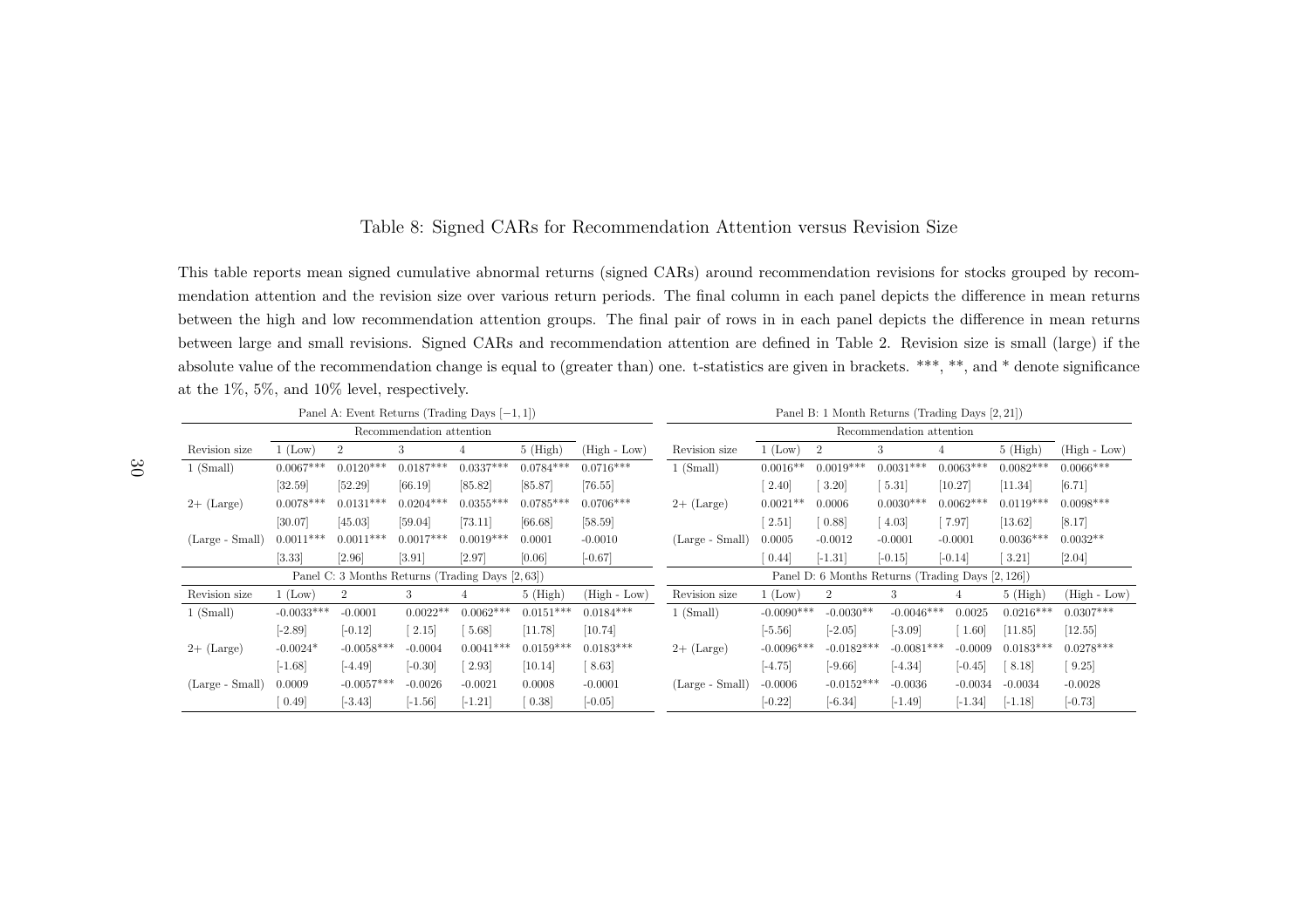# Table 8: Signed CARs for Recommendation Attention versus Revision Size

This table reports mean signed cumulative abnormal returns (signed CARs) around recommendation revisions for stocks grouped by recommendation attention and the revision size over various return periods. The final column in each panel depicts the difference in mean returns between the high and low recommendation attention groups. The final pair of rows in in each panel depicts the difference in mean returns between large and small revisions. Signed CARs and recommendation attention are defined in Table 2. Revision size is small (large) if the absolute value of the recommendation change is equal to (greater than) one. t-statistics are given in brackets. \*\*\*, \*\*, and \* denote significance at the 1%, 5%, and 10% level, respectively.

**Panel A: Event Returns (Trading Days $[-1, 1]$)**

| | Recommendation attention | | | | | |
|---|---|---|---|---|---|---|
| Revision size | 1 (Low) | 2 | 3 | 4 | 5 (High) | (High - Low) |
| 1 (Small) | 0.0067*** | 0.0120*** | 0.0187*** | 0.0337*** | 0.0784*** | 0.0716*** |
| | [32.59] | [52.29] | [66.19] | [85.82] | [85.87] | [76.55] |
| 2+ (Large) | 0.0078*** | 0.0131*** | 0.0204*** | 0.0355*** | 0.0785*** | 0.0706*** |
| | [30.07] | [45.03] | [59.04] | [73.11] | [66.68] | [58.59] |
| (Large - Small) | 0.0011*** | 0.0011*** | 0.0017*** | 0.0019*** | 0.0001 | -0.0010 |
| | [3.33] | [2.96] | [3.91] | [2.97] | [0.06] | [-0.67] |

**Panel B: 1 Month Returns (Trading Days $[2, 21]$)**

| | Recommendation attention | | | | | |
|---|---|---|---|---|---|---|
| Revision size | 1 (Low) | 2 | 3 | 4 | 5 (High) | (High - Low) |
| 1 (Small) | 0.0016** | 0.0019*** | 0.0031*** | 0.0063*** | 0.0082*** | 0.0066*** |
| | [ 2.40] | [ 3.20] | [ 5.31] | [10.27] | [11.34] | [6.71] |
| 2+ (Large) | 0.0021** | 0.0006 | 0.0030*** | 0.0062*** | 0.0119*** | 0.0098*** |
| | [ 2.51] | [ 0.88] | [ 4.03] | [ 7.97] | [13.62] | [8.17] |
| (Large - Small) | 0.0005 | -0.0012 | -0.0001 | -0.0001 | 0.0036*** | 0.0032** |
| | [ 0.44] | [-1.31] | [-0.15] | [-0.14] | [ 3.21] | [2.04] |

**Panel C: 3 Months Returns (Trading Days $[2, 63]$)**

| Revision size | 1 (Low) | 2 | 3 | 4 | 5 (High) | (High - Low) |
|---|---|---|---|---|---|---|
| 1 (Small) | -0.0033*** | -0.0001 | 0.0022** | 0.0062*** | 0.0151*** | 0.0184*** |
| | [-2.89] | [-0.12] | [ 2.15] | [ 5.68] | [11.78] | [10.74] |
| 2+ (Large) | -0.0024* | -0.0058*** | -0.0004 | 0.0041*** | 0.0159*** | 0.0183*** |
| | [-1.68] | [-4.49] | [-0.30] | [ 2.93] | [10.14] | [ 8.63] |
| (Large - Small) | 0.0009 | -0.0057*** | -0.0026 | -0.0021 | 0.0008 | -0.0001 |
| | [ 0.49] | [-3.43] | [-1.56] | [-1.21] | [ 0.38] | [-0.05] |

**Panel D: 6 Months Returns (Trading Days $[2, 126]$)**

| Revision size | 1 (Low) | 2 | 3 | 4 | 5 (High) | (High - Low) |
|---|---|---|---|---|---|---|
| 1 (Small) | -0.0090*** | -0.0030** | -0.0046*** | 0.0025 | 0.0216*** | 0.0307*** |
| | [-5.56] | [-2.05] | [-3.09] | [ 1.60] | [11.85] | [12.55] |
| 2+ (Large) | -0.0096*** | -0.0182*** | -0.0081*** | -0.0009 | 0.0183*** | 0.0278*** |
| | [-4.75] | [-9.66] | [-4.34] | [-0.45] | [ 8.18] | [ 9.25] |
| (Large - Small) | -0.0006 | -0.0152*** | -0.0036 | -0.0034 | -0.0034 | -0.0028 |
| | [-0.22] | [-6.34] | [-1.49] | [-1.34] | [-1.18] | [-0.73] |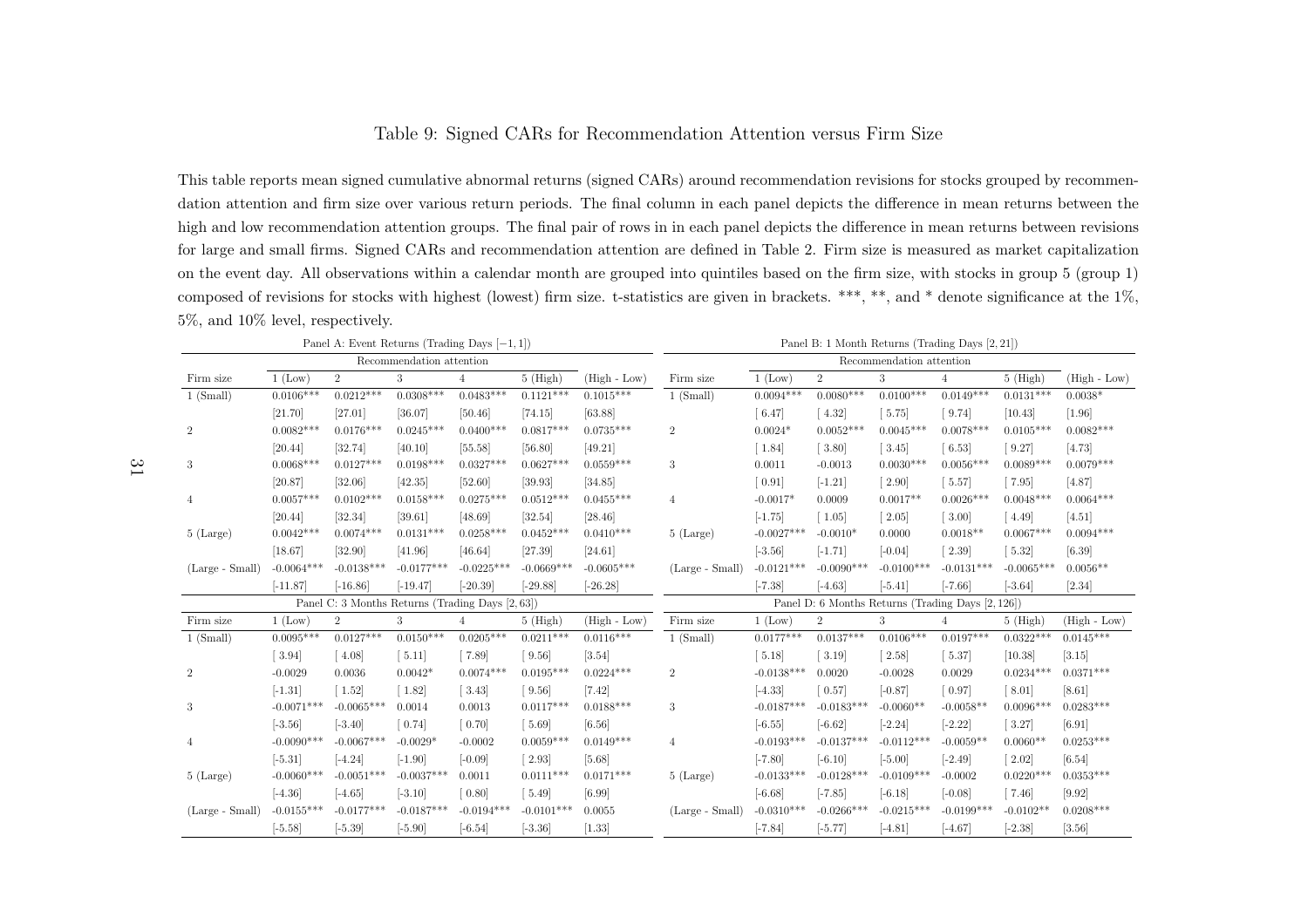# Table 9: Signed CARs for Recommendation Attention versus Firm Size

This table reports mean signed cumulative abnormal returns (signed CARs) around recommendation revisions for stocks grouped by recommendation attention and firm size over various return periods. The final column in each panel depicts the difference in mean returns between the high and low recommendation attention groups. The final pair of rows in in each panel depicts the difference in mean returns between revisions for large and small firms. Signed CARs and recommendation attention are defined in Table 2. Firm size is measured as market capitalization on the event day. All observations within a calendar month are grouped into quintiles based on the firm size, with stocks in group 5 (group 1) composed of revisions for stocks with highest (lowest) firm size. t-statistics are given in brackets. \*\*\*, \*\*, and \* denote significance at the 1%, 5%, and 10% level, respectively.

Panel A: Event Returns (Trading Days $[-1, 1]$)

| | Recommendation attention | | | | | |
|---|---|---|---|---|---|---|
| Firm size | 1 (Low) | 2 | 3 | 4 | 5 (High) | (High - Low) |
| 1 (Small) | 0.0106\*\*\* | 0.0212\*\*\* | 0.0308\*\*\* | 0.0483\*\*\* | 0.1121\*\*\* | 0.1015\*\*\* |
| | [21.70] | [27.01] | [36.07] | [50.46] | [74.15] | [63.88] |
| 2 | 0.0082\*\*\* | 0.0176\*\*\* | 0.0245\*\*\* | 0.0400\*\*\* | 0.0817\*\*\* | 0.0735\*\*\* |
| | [20.44] | [32.74] | [40.10] | [55.58] | [56.80] | [49.21] |
| 3 | 0.0068\*\*\* | 0.0127\*\*\* | 0.0198\*\*\* | 0.0327\*\*\* | 0.0627\*\*\* | 0.0559\*\*\* |
| | [20.87] | [32.06] | [42.35] | [52.60] | [39.93] | [34.85] |
| 4 | 0.0057\*\*\* | 0.0102\*\*\* | 0.0158\*\*\* | 0.0275\*\*\* | 0.0512\*\*\* | 0.0455\*\*\* |
| | [20.44] | [32.34] | [39.61] | [48.69] | [32.54] | [28.46] |
| 5 (Large) | 0.0042\*\*\* | 0.0074\*\*\* | 0.0131\*\*\* | 0.0258\*\*\* | 0.0452\*\*\* | 0.0410\*\*\* |
| | [18.67] | [32.90] | [41.96] | [46.64] | [27.39] | [24.61] |
| (Large - Small) | -0.0064\*\*\* | -0.0138\*\*\* | -0.0177\*\*\* | -0.0225\*\*\* | -0.0669\*\*\* | -0.0605\*\*\* |
| | [-11.87] | [-16.86] | [-19.47] | [-20.39] | [-29.88] | [-26.28] |

Panel B: 1 Month Returns (Trading Days $[2, 21]$)

| | Recommendation attention | | | | | |
|---|---|---|---|---|---|---|
| Firm size | 1 (Low) | 2 | 3 | 4 | 5 (High) | (High - Low) |
| 1 (Small) | 0.0094\*\*\* | 0.0080\*\*\* | 0.0100\*\*\* | 0.0149\*\*\* | 0.0131\*\*\* | 0.0038\* |
| | [ 6.47] | [ 4.32] | [ 5.75] | [ 9.74] | [10.43] | [1.96] |
| 2 | 0.0024\* | 0.0052\*\*\* | 0.0045\*\*\* | 0.0078\*\*\* | 0.0105\*\*\* | 0.0082\*\*\* |
| | [ 1.84] | [ 3.80] | [ 3.45] | [ 6.53] | [ 9.27] | [4.73] |
| 3 | 0.0011 | -0.0013 | 0.0030\*\*\* | 0.0056\*\*\* | 0.0089\*\*\* | 0.0079\*\*\* |
| | [ 0.91] | [-1.21] | [ 2.90] | [ 5.57] | [ 7.95] | [4.87] |
| 4 | -0.0017\* | 0.0009 | 0.0017\*\* | 0.0026\*\*\* | 0.0048\*\*\* | 0.0064\*\*\* |
| | [-1.75] | [ 1.05] | [ 2.05] | [ 3.00] | [ 4.49] | [4.51] |
| 5 (Large) | -0.0027\*\*\* | -0.0010\* | 0.0000 | 0.0018\*\* | 0.0067\*\*\* | 0.0094\*\*\* |
| | [-3.56] | [-1.71] | [-0.04] | [ 2.39] | [ 5.32] | [6.39] |
| (Large - Small) | -0.0121\*\*\* | -0.0090\*\*\* | -0.0100\*\*\* | -0.0131\*\*\* | -0.0065\*\*\* | 0.0056\*\* |
| | [-7.38] | [-4.63] | [-5.41] | [-7.66] | [-3.64] | [2.34] |

Panel C: 3 Months Returns (Trading Days $[2, 63]$)

| Firm size | 1 (Low) | 2 | 3 | 4 | 5 (High) | (High - Low) |
|---|---|---|---|---|---|---|
| 1 (Small) | 0.0095\*\*\* | 0.0127\*\*\* | 0.0150\*\*\* | 0.0205\*\*\* | 0.0211\*\*\* | 0.0116\*\*\* |
| | [ 3.94] | [ 4.08] | [ 5.11] | [ 7.89] | [ 9.56] | [3.54] |
| 2 | -0.0029 | 0.0036 | 0.0042\* | 0.0074\*\*\* | 0.0195\*\*\* | 0.0224\*\*\* |
| | [-1.31] | [ 1.52] | [ 1.82] | [ 3.43] | [ 9.56] | [7.42] |
| 3 | -0.0071\*\*\* | -0.0065\*\*\* | 0.0014 | 0.0013 | 0.0117\*\*\* | 0.0188\*\*\* |
| | [-3.56] | [-3.40] | [ 0.74] | [ 0.70] | [ 5.69] | [6.56] |
| 4 | -0.0090\*\*\* | -0.0067\*\*\* | -0.0029\* | -0.0002 | 0.0059\*\*\* | 0.0149\*\*\* |
| | [-5.31] | [-4.24] | [-1.90] | [-0.09] | [ 2.93] | [5.68] |
| 5 (Large) | -0.0060\*\*\* | -0.0051\*\*\* | -0.0037\*\*\* | 0.0011 | 0.0111\*\*\* | 0.0171\*\*\* |
| | [-4.36] | [-4.65] | [-3.10] | [ 0.80] | [ 5.49] | [6.99] |
| (Large - Small) | -0.0155\*\*\* | -0.0177\*\*\* | -0.0187\*\*\* | -0.0194\*\*\* | -0.0101\*\*\* | 0.0055 |
| | [-5.58] | [-5.39] | [-5.90] | [-6.54] | [-3.36] | [1.33] |

Panel D: 6 Months Returns (Trading Days $[2, 126]$)

| Firm size | 1 (Low) | 2 | 3 | 4 | 5 (High) | (High - Low) |
|---|---|---|---|---|---|---|
| 1 (Small) | 0.0177\*\*\* | 0.0137\*\*\* | 0.0106\*\*\* | 0.0197\*\*\* | 0.0322\*\*\* | 0.0145\*\*\* |
| | [ 5.18] | [ 3.19] | [ 2.58] | [ 5.37] | [10.38] | [3.15] |
| 2 | -0.0138\*\*\* | 0.0020 | -0.0028 | 0.0029 | 0.0234\*\*\* | 0.0371\*\*\* |
| | [-4.33] | [ 0.57] | [-0.87] | [ 0.97] | [ 8.01] | [8.61] |
| 3 | -0.0187\*\*\* | -0.0183\*\*\* | -0.0060\*\* | -0.0058\*\* | 0.0096\*\*\* | 0.0283\*\*\* |
| | [-6.55] | [-6.62] | [-2.24] | [-2.22] | [ 3.27] | [6.91] |
| 4 | -0.0193\*\*\* | -0.0137\*\*\* | -0.0112\*\*\* | -0.0059\*\* | 0.0060\*\* | 0.0253\*\*\* |
| | [-7.80] | [-6.10] | [-5.00] | [-2.49] | [ 2.02] | [6.54] |
| 5 (Large) | -0.0133\*\*\* | -0.0128\*\*\* | -0.0109\*\*\* | -0.0002 | 0.0220\*\*\* | 0.0353\*\*\* |
| | [-6.68] | [-7.85] | [-6.18] | [-0.08] | [ 7.46] | [9.92] |
| (Large - Small) | -0.0310\*\*\* | -0.0266\*\*\* | -0.0215\*\*\* | -0.0199\*\*\* | -0.0102\*\* | 0.0208\*\*\* |
| | [-7.84] | [-5.77] | [-4.81] | [-4.67] | [-2.38] | [3.56] |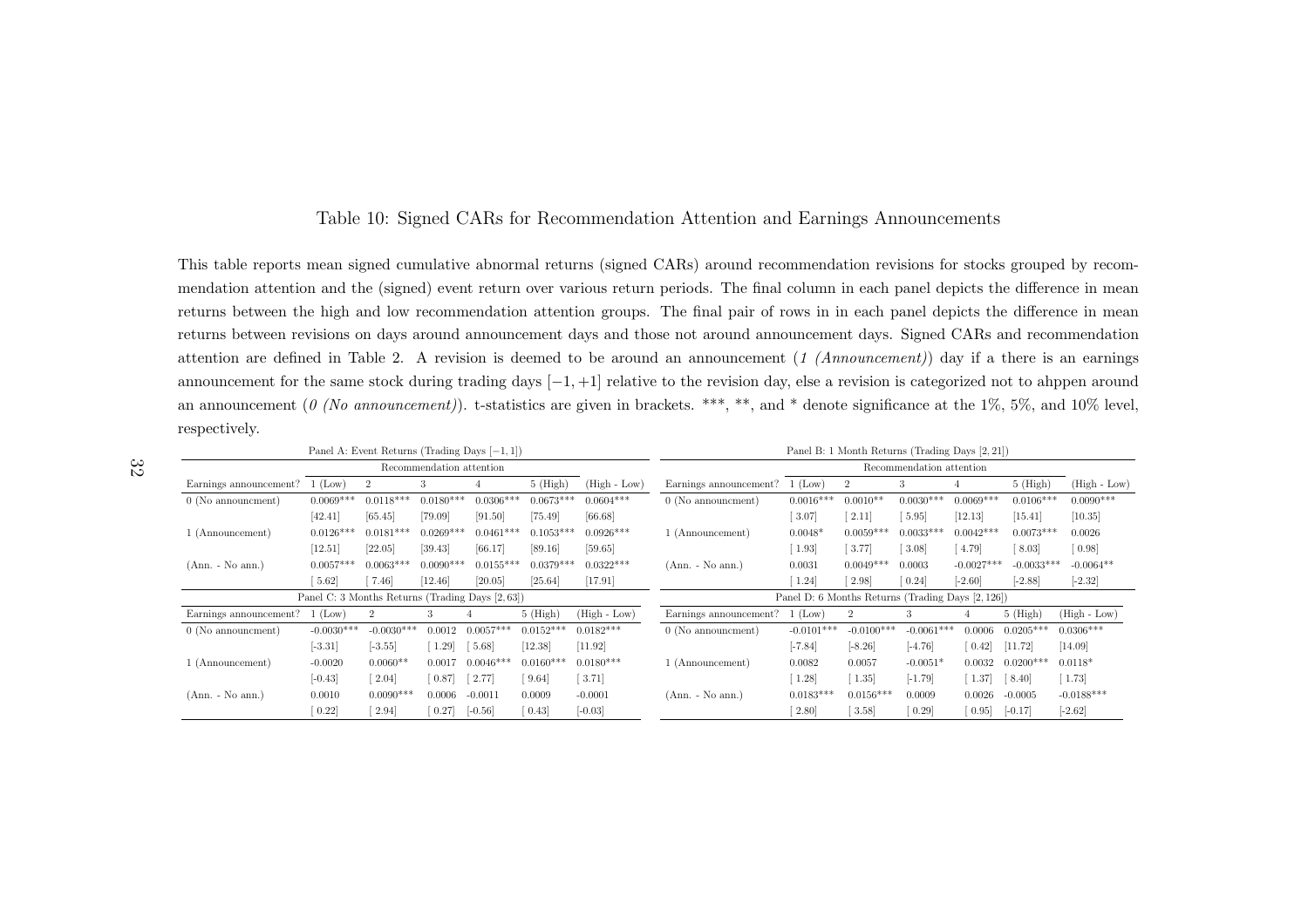# Table 10: Signed CARs for Recommendation Attention and Earnings Announcements

This table reports mean signed cumulative abnormal returns (signed CARs) around recommendation revisions for stocks grouped by recommendation attention and the (signed) event return over various return periods. The final column in each panel depicts the difference in mean returns between the high and low recommendation attention groups. The final pair of rows in in each panel depicts the difference in mean returns between revisions on days around announcement days and those not around announcement days. Signed CARs and recommendation attention are defined in Table 2. A revision is deemed to be around an announcement (*1 (Announcement)*) day if a there is an earnings announcement for the same stock during trading days $[-1, +1]$ relative to the revision day, else a revision is categorized not to ahppen around an announcement (*0 (No announcement)*). t-statistics are given in brackets. \*\*\*, \*\*, and \* denote significance at the 1%, 5%, and 10% level, respectively.

**Panel A: Event Returns (Trading Days $[-1, 1]$)**

| | Recommendation attention | | | | | |
|---|---|---|---|---|---|---|
| Earnings announcement? | 1 (Low) | 2 | 3 | 4 | 5 (High) | (High - Low) |
| 0 (No announcment) | 0.0069*** | 0.0118*** | 0.0180*** | 0.0306*** | 0.0673*** | 0.0604*** |
| | [42.41] | [65.45] | [79.09] | [91.50] | [75.49] | [66.68] |
| 1 (Announcement) | 0.0126*** | 0.0181*** | 0.0269*** | 0.0461*** | 0.1053*** | 0.0926*** |
| | [12.51] | [22.05] | [39.43] | [66.17] | [89.16] | [59.65] |
| (Ann. - No ann.) | 0.0057*** | 0.0063*** | 0.0090*** | 0.0155*** | 0.0379*** | 0.0322*** |
| | [ 5.62] | [ 7.46] | [12.46] | [20.05] | [25.64] | [17.91] |

**Panel B: 1 Month Returns (Trading Days $[2, 21]$)**

| | Recommendation attention | | | | | |
|---|---|---|---|---|---|---|
| Earnings announcement? | 1 (Low) | 2 | 3 | 4 | 5 (High) | (High - Low) |
| 0 (No announcment) | 0.0016*** | 0.0010** | 0.0030*** | 0.0069*** | 0.0106*** | 0.0090*** |
| | [ 3.07] | [ 2.11] | [ 5.95] | [12.13] | [15.41] | [10.35] |
| 1 (Announcement) | 0.0048* | 0.0059*** | 0.0033*** | 0.0042*** | 0.0073*** | 0.0026 |
| | [ 1.93] | [ 3.77] | [ 3.08] | [ 4.79] | [ 8.03] | [ 0.98] |
| (Ann. - No ann.) | 0.0031 | 0.0049*** | 0.0003 | -0.0027*** | -0.0033*** | -0.0064** |
| | [ 1.24] | [ 2.98] | [ 0.24] | [-2.60] | [-2.88] | [-2.32] |

**Panel C: 3 Months Returns (Trading Days $[2, 63]$)**

| Earnings announcement? | 1 (Low) | 2 | 3 | 4 | 5 (High) | (High - Low) |
|---|---|---|---|---|---|---|
| 0 (No announcment) | -0.0030*** | -0.0030*** | 0.0012 | 0.0057*** | 0.0152*** | 0.0182*** |
| | [-3.31] | [-3.55] | [ 1.29] | [ 5.68] | [12.38] | [11.92] |
| 1 (Announcement) | -0.0020 | 0.0060** | 0.0017 | 0.0046*** | 0.0160*** | 0.0180*** |
| | [-0.43] | [ 2.04] | [ 0.87] | [ 2.77] | [ 9.64] | [ 3.71] |
| (Ann. - No ann.) | 0.0010 | 0.0090*** | 0.0006 | -0.0011 | 0.0009 | -0.0001 |
| | [ 0.22] | [ 2.94] | [ 0.27] | [-0.56] | [ 0.43] | [-0.03] |

**Panel D: 6 Months Returns (Trading Days $[2, 126]$)**

| Earnings announcement? | 1 (Low) | 2 | 3 | 4 | 5 (High) | (High - Low) |
|---|---|---|---|---|---|---|
| 0 (No announcment) | -0.0101*** | -0.0100*** | -0.0061*** | 0.0006 | 0.0205*** | 0.0306*** |
| | [-7.84] | [-8.26] | [-4.76] | [ 0.42] | [11.72] | [14.09] |
| 1 (Announcement) | 0.0082 | 0.0057 | -0.0051* | 0.0032 | 0.0200*** | 0.0118* |
| | [ 1.28] | [ 1.35] | [-1.79] | [ 1.37] | [ 8.40] | [ 1.73] |
| (Ann. - No ann.) | 0.0183*** | 0.0156*** | 0.0009 | 0.0026 | -0.0005 | -0.0188*** |
| | [ 2.80] | [ 3.58] | [ 0.29] | [ 0.95] | [-0.17] | [-2.62] |